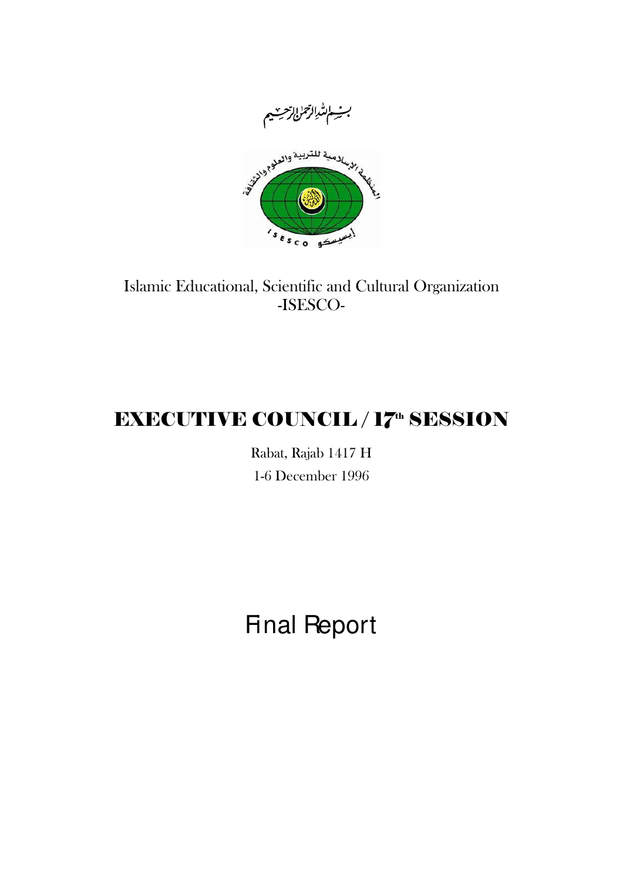بسم الله الرحمن الرحيم

Islamic Educational, Scientific and Cultural Organization
-ISESCO-

# EXECUTIVE COUNCIL / 17th SESSION

Rabat, Rajab 1417 H

1-6 December 1996

# Final Report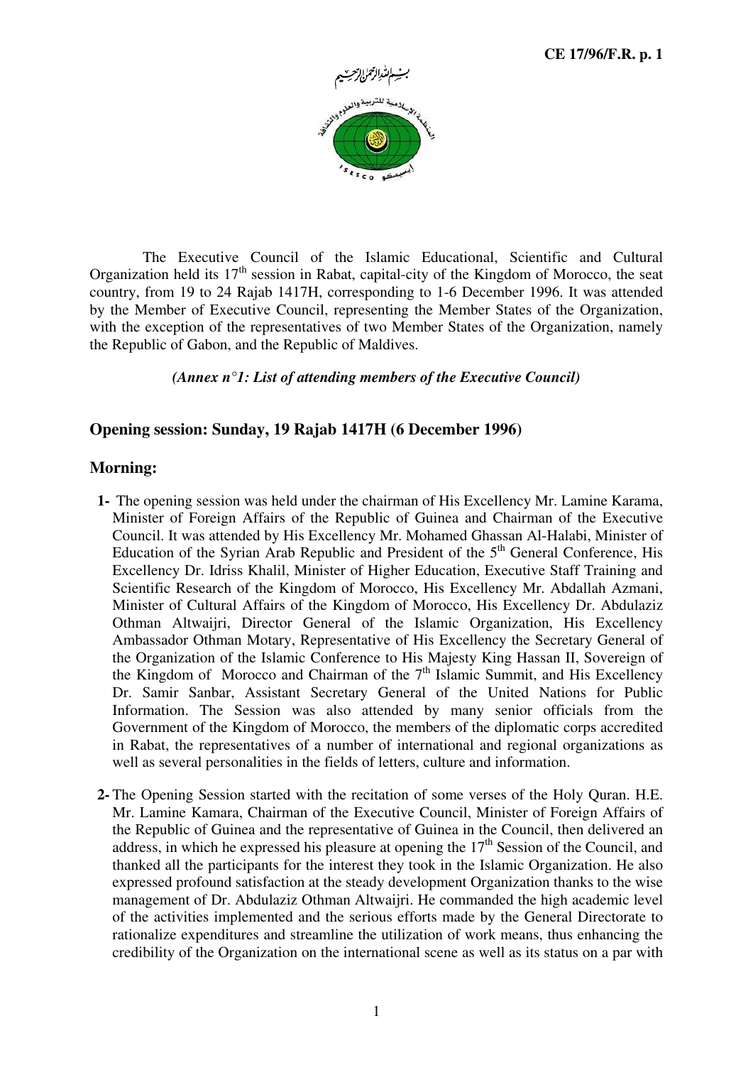The Executive Council of the Islamic Educational, Scientific and Cultural Organization held its 17th session in Rabat, capital-city of the Kingdom of Morocco, the seat country, from 19 to 24 Rajab 1417H, corresponding to 1-6 December 1996. It was attended by the Member of Executive Council, representing the Member States of the Organization, with the exception of the representatives of two Member States of the Organization, namely the Republic of Gabon, and the Republic of Maldives.

***(Annex n°1: List of attending members of the Executive Council)***

## Opening session: Sunday, 19 Rajab 1417H (6 December 1996)

## Morning:

1- The opening session was held under the chairman of His Excellency Mr. Lamine Karama, Minister of Foreign Affairs of the Republic of Guinea and Chairman of the Executive Council. It was attended by His Excellency Mr. Mohamed Ghassan Al-Halabi, Minister of Education of the Syrian Arab Republic and President of the 5th General Conference, His Excellency Dr. Idriss Khalil, Minister of Higher Education, Executive Staff Training and Scientific Research of the Kingdom of Morocco, His Excellency Mr. Abdallah Azmani, Minister of Cultural Affairs of the Kingdom of Morocco, His Excellency Dr. Abdulaziz Othman Altwaijri, Director General of the Islamic Organization, His Excellency Ambassador Othman Motary, Representative of His Excellency the Secretary General of the Organization of the Islamic Conference to His Majesty King Hassan II, Sovereign of the Kingdom of Morocco and Chairman of the 7th Islamic Summit, and His Excellency Dr. Samir Sanbar, Assistant Secretary General of the United Nations for Public Information. The Session was also attended by many senior officials from the Government of the Kingdom of Morocco, the members of the diplomatic corps accredited in Rabat, the representatives of a number of international and regional organizations as well as several personalities in the fields of letters, culture and information.

2- The Opening Session started with the recitation of some verses of the Holy Quran. H.E. Mr. Lamine Kamara, Chairman of the Executive Council, Minister of Foreign Affairs of the Republic of Guinea and the representative of Guinea in the Council, then delivered an address, in which he expressed his pleasure at opening the 17th Session of the Council, and thanked all the participants for the interest they took in the Islamic Organization. He also expressed profound satisfaction at the steady development Organization thanks to the wise management of Dr. Abdulaziz Othman Altwaijri. He commanded the high academic level of the activities implemented and the serious efforts made by the General Directorate to rationalize expenditures and streamline the utilization of work means, thus enhancing the credibility of the Organization on the international scene as well as its status on a par with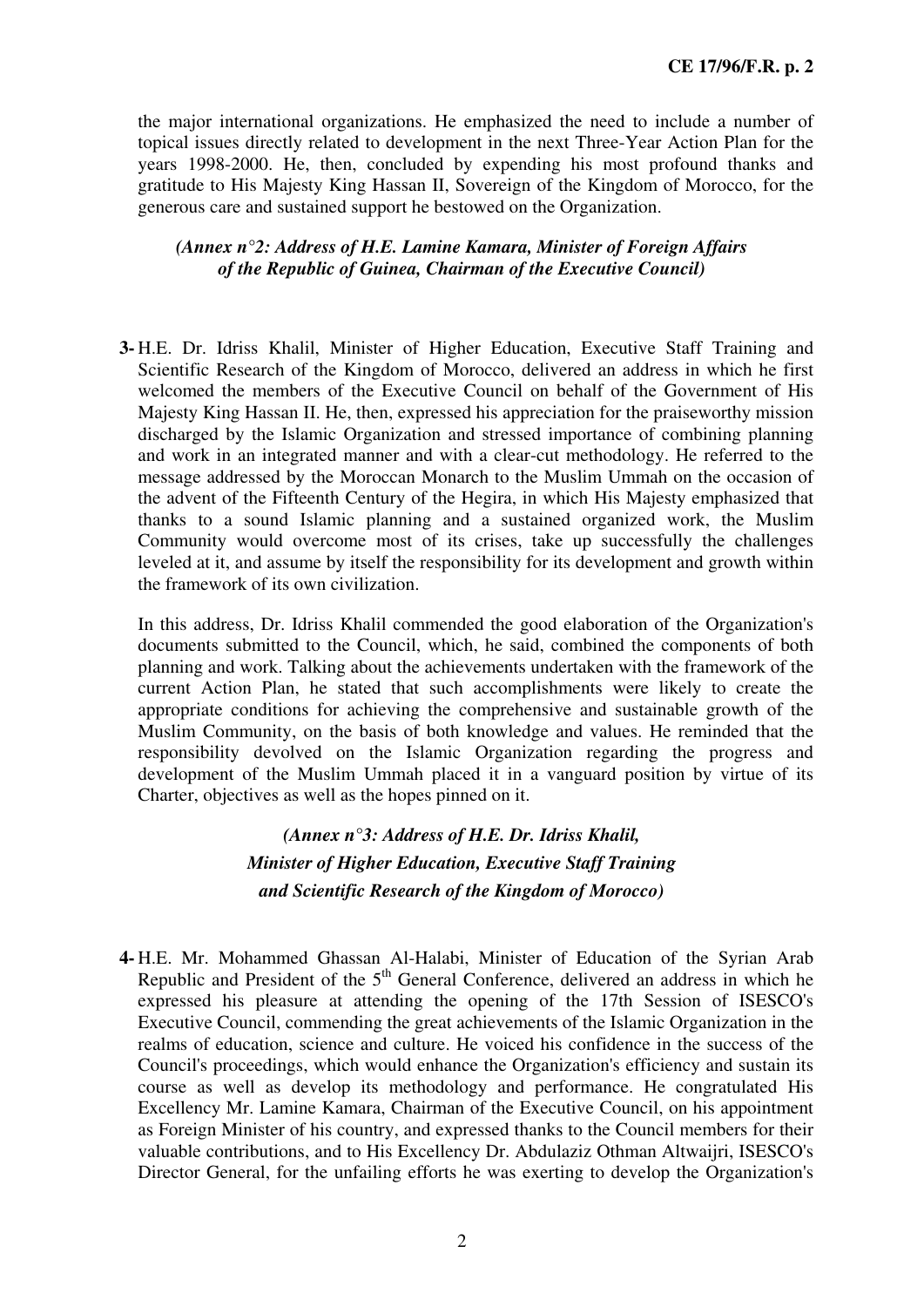the major international organizations. He emphasized the need to include a number of topical issues directly related to development in the next Three-Year Action Plan for the years 1998-2000. He, then, concluded by expending his most profound thanks and gratitude to His Majesty King Hassan II, Sovereign of the Kingdom of Morocco, for the generous care and sustained support he bestowed on the Organization.

*(Annex n°2: Address of H.E. Lamine Kamara, Minister of Foreign Affairs of the Republic of Guinea, Chairman of the Executive Council)*

**3-** H.E. Dr. Idriss Khalil, Minister of Higher Education, Executive Staff Training and Scientific Research of the Kingdom of Morocco, delivered an address in which he first welcomed the members of the Executive Council on behalf of the Government of His Majesty King Hassan II. He, then, expressed his appreciation for the praiseworthy mission discharged by the Islamic Organization and stressed importance of combining planning and work in an integrated manner and with a clear-cut methodology. He referred to the message addressed by the Moroccan Monarch to the Muslim Ummah on the occasion of the advent of the Fifteenth Century of the Hegira, in which His Majesty emphasized that thanks to a sound Islamic planning and a sustained organized work, the Muslim Community would overcome most of its crises, take up successfully the challenges leveled at it, and assume by itself the responsibility for its development and growth within the framework of its own civilization.

In this address, Dr. Idriss Khalil commended the good elaboration of the Organization's documents submitted to the Council, which, he said, combined the components of both planning and work. Talking about the achievements undertaken with the framework of the current Action Plan, he stated that such accomplishments were likely to create the appropriate conditions for achieving the comprehensive and sustainable growth of the Muslim Community, on the basis of both knowledge and values. He reminded that the responsibility devolved on the Islamic Organization regarding the progress and development of the Muslim Ummah placed it in a vanguard position by virtue of its Charter, objectives as well as the hopes pinned on it.

*(Annex n°3: Address of H.E. Dr. Idriss Khalil, Minister of Higher Education, Executive Staff Training and Scientific Research of the Kingdom of Morocco)*

**4-** H.E. Mr. Mohammed Ghassan Al-Halabi, Minister of Education of the Syrian Arab Republic and President of the 5th General Conference, delivered an address in which he expressed his pleasure at attending the opening of the 17th Session of ISESCO's Executive Council, commending the great achievements of the Islamic Organization in the realms of education, science and culture. He voiced his confidence in the success of the Council's proceedings, which would enhance the Organization's efficiency and sustain its course as well as develop its methodology and performance. He congratulated His Excellency Mr. Lamine Kamara, Chairman of the Executive Council, on his appointment as Foreign Minister of his country, and expressed thanks to the Council members for their valuable contributions, and to His Excellency Dr. Abdulaziz Othman Altwaijri, ISESCO's Director General, for the unfailing efforts he was exerting to develop the Organization's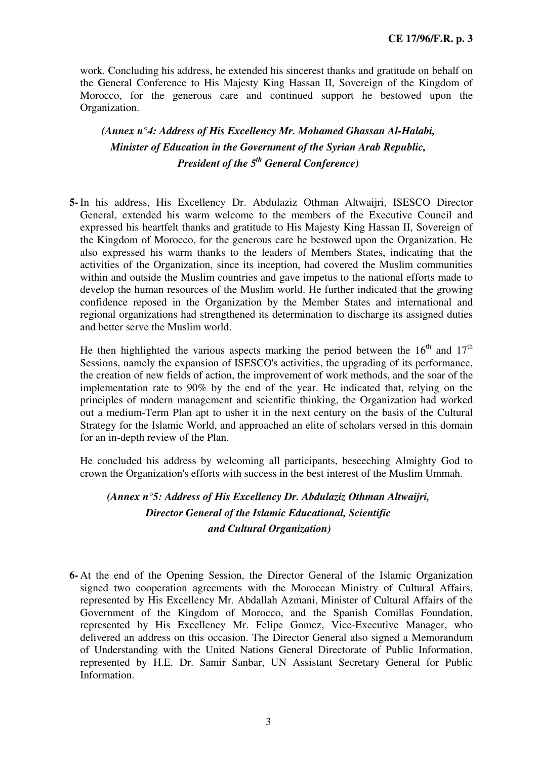work. Concluding his address, he extended his sincerest thanks and gratitude on behalf on the General Conference to His Majesty King Hassan II, Sovereign of the Kingdom of Morocco, for the generous care and continued support he bestowed upon the Organization.

***(Annex n°4: Address of His Excellency Mr. Mohamed Ghassan Al-Halabi, Minister of Education in the Government of the Syrian Arab Republic, President of the 5th General Conference)***

**5-** In his address, His Excellency Dr. Abdulaziz Othman Altwaijri, ISESCO Director General, extended his warm welcome to the members of the Executive Council and expressed his heartfelt thanks and gratitude to His Majesty King Hassan II, Sovereign of the Kingdom of Morocco, for the generous care he bestowed upon the Organization. He also expressed his warm thanks to the leaders of Members States, indicating that the activities of the Organization, since its inception, had covered the Muslim communities within and outside the Muslim countries and gave impetus to the national efforts made to develop the human resources of the Muslim world. He further indicated that the growing confidence reposed in the Organization by the Member States and international and regional organizations had strengthened its determination to discharge its assigned duties and better serve the Muslim world.

He then highlighted the various aspects marking the period between the 16th and 17th Sessions, namely the expansion of ISESCO's activities, the upgrading of its performance, the creation of new fields of action, the improvement of work methods, and the soar of the implementation rate to 90% by the end of the year. He indicated that, relying on the principles of modern management and scientific thinking, the Organization had worked out a medium-Term Plan apt to usher it in the next century on the basis of the Cultural Strategy for the Islamic World, and approached an elite of scholars versed in this domain for an in-depth review of the Plan.

He concluded his address by welcoming all participants, beseeching Almighty God to crown the Organization's efforts with success in the best interest of the Muslim Ummah.

***(Annex n°5: Address of His Excellency Dr. Abdulaziz Othman Altwaijri, Director General of the Islamic Educational, Scientific and Cultural Organization)***

**6-** At the end of the Opening Session, the Director General of the Islamic Organization signed two cooperation agreements with the Moroccan Ministry of Cultural Affairs, represented by His Excellency Mr. Abdallah Azmani, Minister of Cultural Affairs of the Government of the Kingdom of Morocco, and the Spanish Comillas Foundation, represented by His Excellency Mr. Felipe Gomez, Vice-Executive Manager, who delivered an address on this occasion. The Director General also signed a Memorandum of Understanding with the United Nations General Directorate of Public Information, represented by H.E. Dr. Samir Sanbar, UN Assistant Secretary General for Public Information.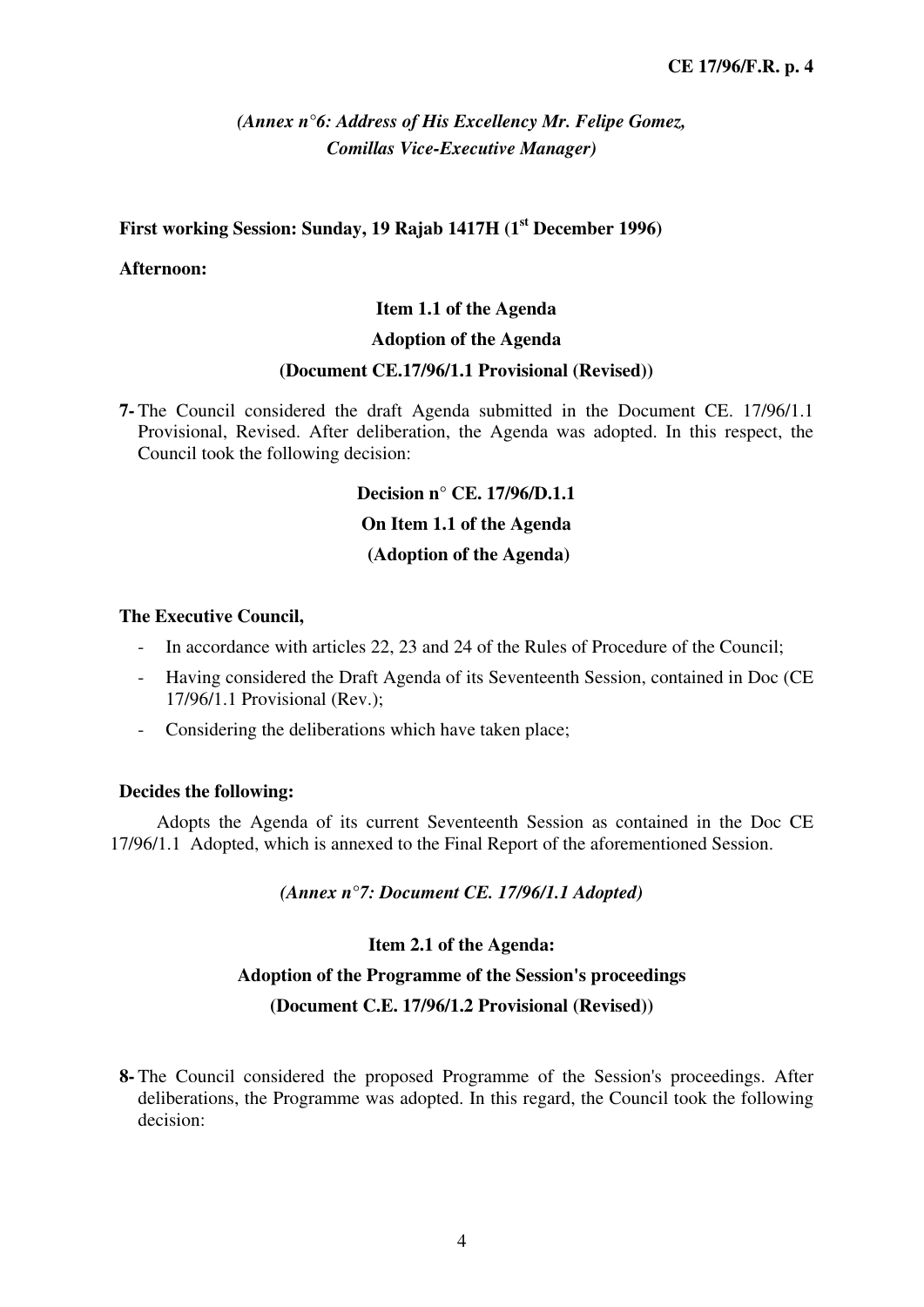*(Annex n°6: Address of His Excellency Mr. Felipe Gomez, Comillas Vice-Executive Manager)*

**First working Session: Sunday, 19 Rajab 1417H (1st December 1996)**

**Afternoon:**

**Item 1.1 of the Agenda**

**Adoption of the Agenda**

**(Document CE.17/96/1.1 Provisional (Revised))**

**7-** The Council considered the draft Agenda submitted in the Document CE. 17/96/1.1 Provisional, Revised. After deliberation, the Agenda was adopted. In this respect, the Council took the following decision:

**Decision n° CE. 17/96/D.1.1**

**On Item 1.1 of the Agenda**

**(Adoption of the Agenda)**

**The Executive Council,**

- In accordance with articles 22, 23 and 24 of the Rules of Procedure of the Council;
- Having considered the Draft Agenda of its Seventeenth Session, contained in Doc (CE 17/96/1.1 Provisional (Rev.);
- Considering the deliberations which have taken place;

**Decides the following:**

Adopts the Agenda of its current Seventeenth Session as contained in the Doc CE 17/96/1.1 Adopted, which is annexed to the Final Report of the aforementioned Session.

*(Annex n°7: Document CE. 17/96/1.1 Adopted)*

**Item 2.1 of the Agenda:**

**Adoption of the Programme of the Session's proceedings**

**(Document C.E. 17/96/1.2 Provisional (Revised))**

**8-** The Council considered the proposed Programme of the Session's proceedings. After deliberations, the Programme was adopted. In this regard, the Council took the following decision: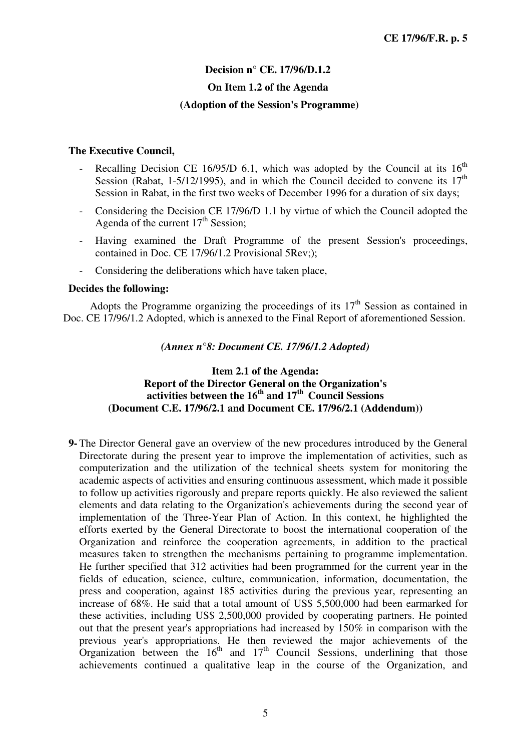**Decision n° CE. 17/96/D.1.2**

**On Item 1.2 of the Agenda**

**(Adoption of the Session's Programme)**

**The Executive Council,**

- Recalling Decision CE 16/95/D 6.1, which was adopted by the Council at its 16th Session (Rabat, 1-5/12/1995), and in which the Council decided to convene its 17th Session in Rabat, in the first two weeks of December 1996 for a duration of six days;
- Considering the Decision CE 17/96/D 1.1 by virtue of which the Council adopted the Agenda of the current 17th Session;
- Having examined the Draft Programme of the present Session's proceedings, contained in Doc. CE 17/96/1.2 Provisional 5Rev;);
- Considering the deliberations which have taken place,

**Decides the following:**

Adopts the Programme organizing the proceedings of its 17th Session as contained in Doc. CE 17/96/1.2 Adopted, which is annexed to the Final Report of aforementioned Session.

*(Annex n°8: Document CE. 17/96/1.2 Adopted)*

**Item 2.1 of the Agenda:**
**Report of the Director General on the Organization's activities between the 16th and 17th Council Sessions**
**(Document C.E. 17/96/2.1 and Document CE. 17/96/2.1 (Addendum))**

**9-** The Director General gave an overview of the new procedures introduced by the General Directorate during the present year to improve the implementation of activities, such as computerization and the utilization of the technical sheets system for monitoring the academic aspects of activities and ensuring continuous assessment, which made it possible to follow up activities rigorously and prepare reports quickly. He also reviewed the salient elements and data relating to the Organization's achievements during the second year of implementation of the Three-Year Plan of Action. In this context, he highlighted the efforts exerted by the General Directorate to boost the international cooperation of the Organization and reinforce the cooperation agreements, in addition to the practical measures taken to strengthen the mechanisms pertaining to programme implementation. He further specified that 312 activities had been programmed for the current year in the fields of education, science, culture, communication, information, documentation, the press and cooperation, against 185 activities during the previous year, representing an increase of 68%. He said that a total amount of US$ 5,500,000 had been earmarked for these activities, including US$ 2,500,000 provided by cooperating partners. He pointed out that the present year's appropriations had increased by 150% in comparison with the previous year's appropriations. He then reviewed the major achievements of the Organization between the 16th and 17th Council Sessions, underlining that those achievements continued a qualitative leap in the course of the Organization, and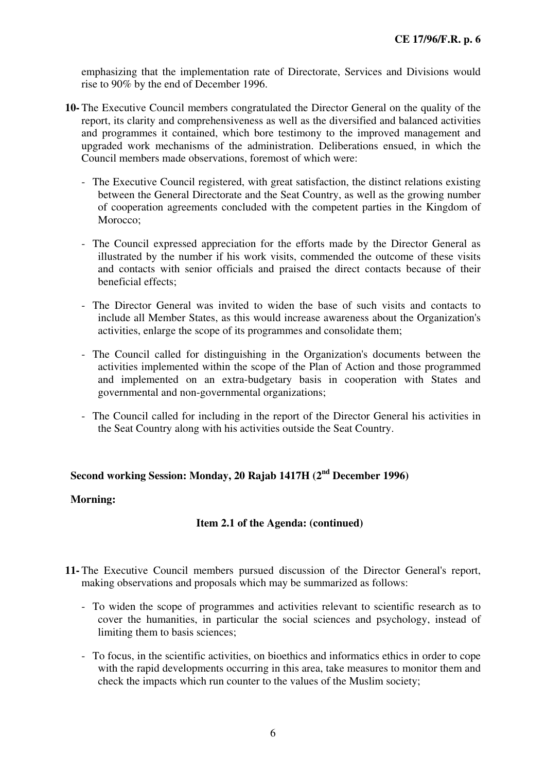emphasizing that the implementation rate of Directorate, Services and Divisions would rise to 90% by the end of December 1996.

**10-** The Executive Council members congratulated the Director General on the quality of the report, its clarity and comprehensiveness as well as the diversified and balanced activities and programmes it contained, which bore testimony to the improved management and upgraded work mechanisms of the administration. Deliberations ensued, in which the Council members made observations, foremost of which were:

- The Executive Council registered, with great satisfaction, the distinct relations existing between the General Directorate and the Seat Country, as well as the growing number of cooperation agreements concluded with the competent parties in the Kingdom of Morocco;

- The Council expressed appreciation for the efforts made by the Director General as illustrated by the number if his work visits, commended the outcome of these visits and contacts with senior officials and praised the direct contacts because of their beneficial effects;

- The Director General was invited to widen the base of such visits and contacts to include all Member States, as this would increase awareness about the Organization's activities, enlarge the scope of its programmes and consolidate them;

- The Council called for distinguishing in the Organization's documents between the activities implemented within the scope of the Plan of Action and those programmed and implemented on an extra-budgetary basis in cooperation with States and governmental and non-governmental organizations;

- The Council called for including in the report of the Director General his activities in the Seat Country along with his activities outside the Seat Country.

**Second working Session: Monday, 20 Rajab 1417H (2nd December 1996)**

**Morning:**

**Item 2.1 of the Agenda: (continued)**

**11-** The Executive Council members pursued discussion of the Director General's report, making observations and proposals which may be summarized as follows:

- To widen the scope of programmes and activities relevant to scientific research as to cover the humanities, in particular the social sciences and psychology, instead of limiting them to basis sciences;

- To focus, in the scientific activities, on bioethics and informatics ethics in order to cope with the rapid developments occurring in this area, take measures to monitor them and check the impacts which run counter to the values of the Muslim society;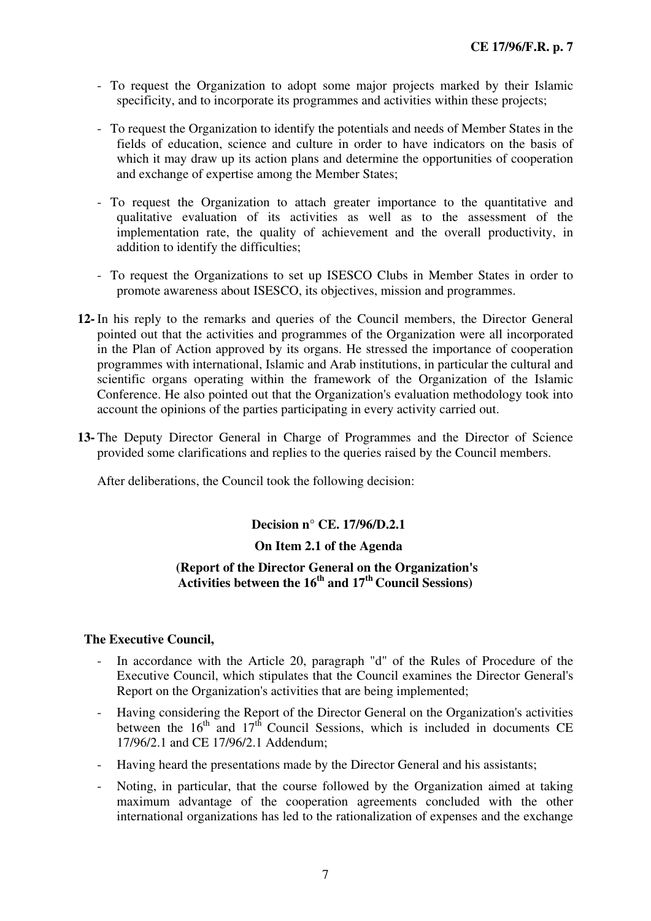- To request the Organization to adopt some major projects marked by their Islamic specificity, and to incorporate its programmes and activities within these projects;

- To request the Organization to identify the potentials and needs of Member States in the fields of education, science and culture in order to have indicators on the basis of which it may draw up its action plans and determine the opportunities of cooperation and exchange of expertise among the Member States;

- To request the Organization to attach greater importance to the quantitative and qualitative evaluation of its activities as well as to the assessment of the implementation rate, the quality of achievement and the overall productivity, in addition to identify the difficulties;

- To request the Organizations to set up ISESCO Clubs in Member States in order to promote awareness about ISESCO, its objectives, mission and programmes.

**12-** In his reply to the remarks and queries of the Council members, the Director General pointed out that the activities and programmes of the Organization were all incorporated in the Plan of Action approved by its organs. He stressed the importance of cooperation programmes with international, Islamic and Arab institutions, in particular the cultural and scientific organs operating within the framework of the Organization of the Islamic Conference. He also pointed out that the Organization's evaluation methodology took into account the opinions of the parties participating in every activity carried out.

**13-** The Deputy Director General in Charge of Programmes and the Director of Science provided some clarifications and replies to the queries raised by the Council members.

After deliberations, the Council took the following decision:

**Decision n° CE. 17/96/D.2.1**

**On Item 2.1 of the Agenda**

**(Report of the Director General on the Organization's Activities between the 16th and 17th Council Sessions)**

**The Executive Council,**

- In accordance with the Article 20, paragraph "d" of the Rules of Procedure of the Executive Council, which stipulates that the Council examines the Director General's Report on the Organization's activities that are being implemented;
- Having considering the Report of the Director General on the Organization's activities between the 16th and 17th Council Sessions, which is included in documents CE 17/96/2.1 and CE 17/96/2.1 Addendum;
- Having heard the presentations made by the Director General and his assistants;
- Noting, in particular, that the course followed by the Organization aimed at taking maximum advantage of the cooperation agreements concluded with the other international organizations has led to the rationalization of expenses and the exchange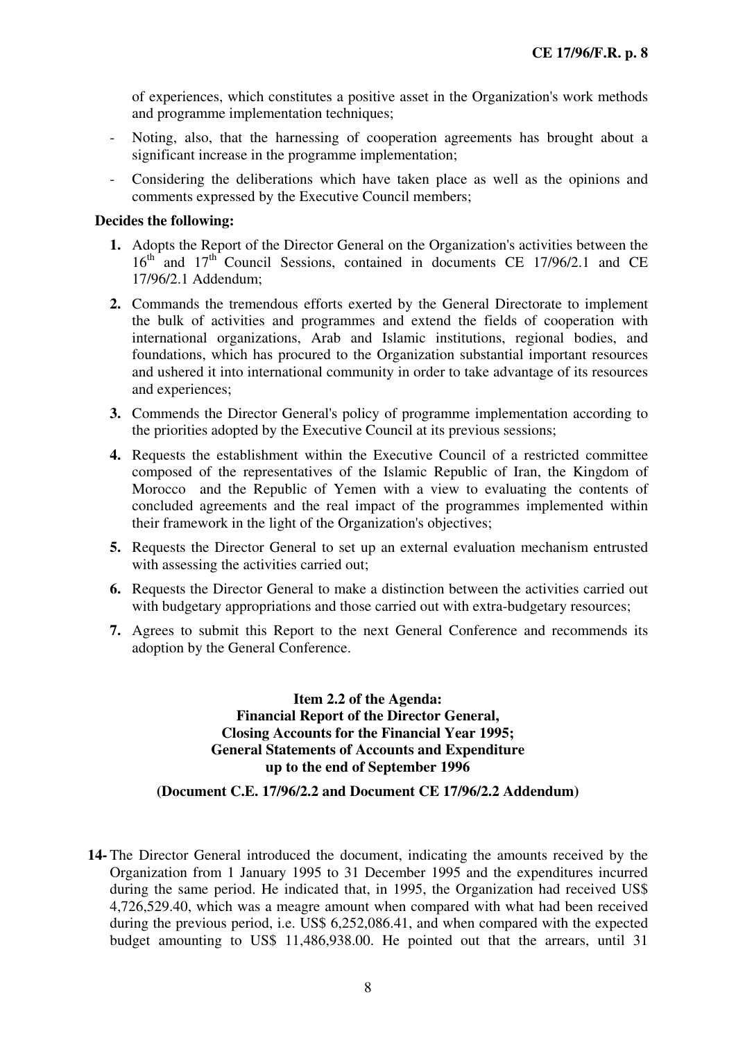of experiences, which constitutes a positive asset in the Organization's work methods and programme implementation techniques;

- Noting, also, that the harnessing of cooperation agreements has brought about a significant increase in the programme implementation;
- Considering the deliberations which have taken place as well as the opinions and comments expressed by the Executive Council members;

**Decides the following:**

1. Adopts the Report of the Director General on the Organization's activities between the 16th and 17th Council Sessions, contained in documents CE 17/96/2.1 and CE 17/96/2.1 Addendum;
2. Commands the tremendous efforts exerted by the General Directorate to implement the bulk of activities and programmes and extend the fields of cooperation with international organizations, Arab and Islamic institutions, regional bodies, and foundations, which has procured to the Organization substantial important resources and ushered it into international community in order to take advantage of its resources and experiences;
3. Commends the Director General's policy of programme implementation according to the priorities adopted by the Executive Council at its previous sessions;
4. Requests the establishment within the Executive Council of a restricted committee composed of the representatives of the Islamic Republic of Iran, the Kingdom of Morocco and the Republic of Yemen with a view to evaluating the contents of concluded agreements and the real impact of the programmes implemented within their framework in the light of the Organization's objectives;
5. Requests the Director General to set up an external evaluation mechanism entrusted with assessing the activities carried out;
6. Requests the Director General to make a distinction between the activities carried out with budgetary appropriations and those carried out with extra-budgetary resources;
7. Agrees to submit this Report to the next General Conference and recommends its adoption by the General Conference.

### Item 2.2 of the Agenda: Financial Report of the Director General, Closing Accounts for the Financial Year 1995; General Statements of Accounts and Expenditure up to the end of September 1996

**(Document C.E. 17/96/2.2 and Document CE 17/96/2.2 Addendum)**

14- The Director General introduced the document, indicating the amounts received by the Organization from 1 January 1995 to 31 December 1995 and the expenditures incurred during the same period. He indicated that, in 1995, the Organization had received US$ 4,726,529.40, which was a meagre amount when compared with what had been received during the previous period, i.e. US$ 6,252,086.41, and when compared with the expected budget amounting to US$ 11,486,938.00. He pointed out that the arrears, until 31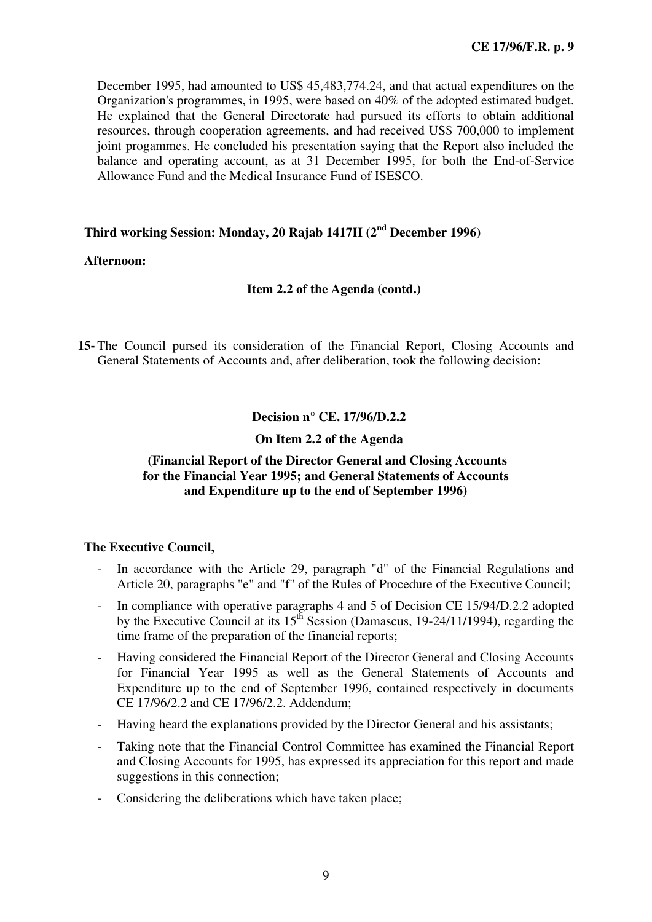December 1995, had amounted to US$ 45,483,774.24, and that actual expenditures on the Organization's programmes, in 1995, were based on 40% of the adopted estimated budget. He explained that the General Directorate had pursued its efforts to obtain additional resources, through cooperation agreements, and had received US$ 700,000 to implement joint progammes. He concluded his presentation saying that the Report also included the balance and operating account, as at 31 December 1995, for both the End-of-Service Allowance Fund and the Medical Insurance Fund of ISESCO.

**Third working Session: Monday, 20 Rajab 1417H (2nd December 1996)**

**Afternoon:**

**Item 2.2 of the Agenda (contd.)**

**15-** The Council pursed its consideration of the Financial Report, Closing Accounts and General Statements of Accounts and, after deliberation, took the following decision:

**Decision n° CE. 17/96/D.2.2**

**On Item 2.2 of the Agenda**

**(Financial Report of the Director General and Closing Accounts for the Financial Year 1995; and General Statements of Accounts and Expenditure up to the end of September 1996)**

**The Executive Council,**

- In accordance with the Article 29, paragraph "d" of the Financial Regulations and Article 20, paragraphs "e" and "f" of the Rules of Procedure of the Executive Council;
- In compliance with operative paragraphs 4 and 5 of Decision CE 15/94/D.2.2 adopted by the Executive Council at its 15th Session (Damascus, 19-24/11/1994), regarding the time frame of the preparation of the financial reports;
- Having considered the Financial Report of the Director General and Closing Accounts for Financial Year 1995 as well as the General Statements of Accounts and Expenditure up to the end of September 1996, contained respectively in documents CE 17/96/2.2 and CE 17/96/2.2. Addendum;
- Having heard the explanations provided by the Director General and his assistants;
- Taking note that the Financial Control Committee has examined the Financial Report and Closing Accounts for 1995, has expressed its appreciation for this report and made suggestions in this connection;
- Considering the deliberations which have taken place;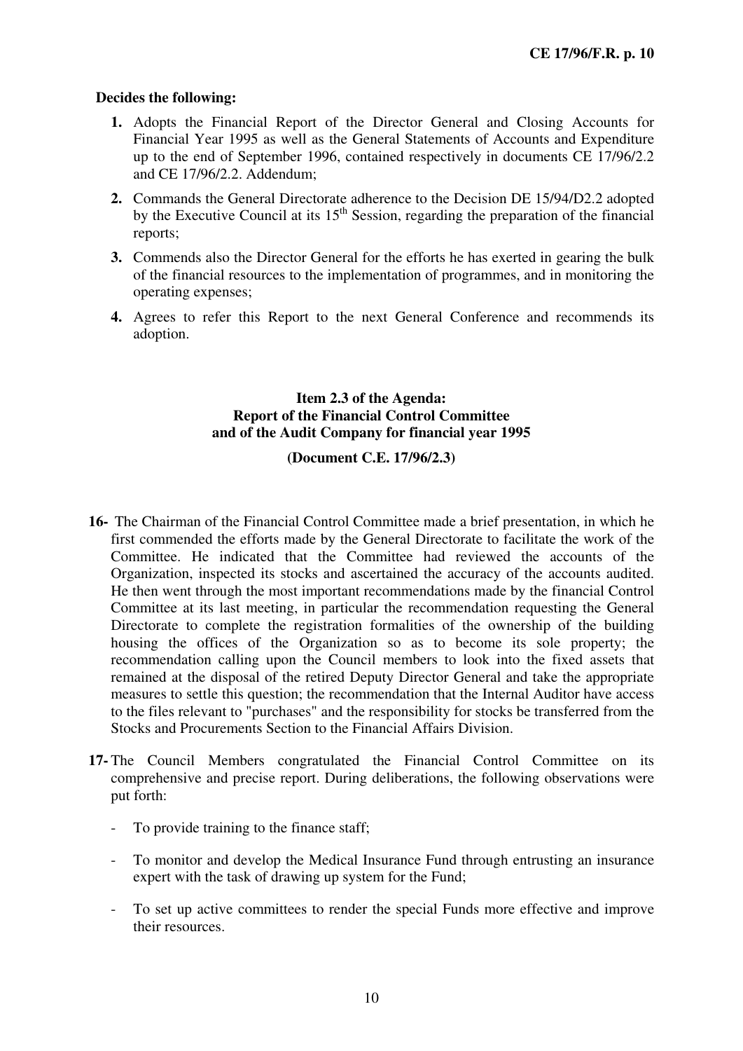**Decides the following:**

1. Adopts the Financial Report of the Director General and Closing Accounts for Financial Year 1995 as well as the General Statements of Accounts and Expenditure up to the end of September 1996, contained respectively in documents CE 17/96/2.2 and CE 17/96/2.2. Addendum;
2. Commands the General Directorate adherence to the Decision DE 15/94/D2.2 adopted by the Executive Council at its 15th Session, regarding the preparation of the financial reports;
3. Commends also the Director General for the efforts he has exerted in gearing the bulk of the financial resources to the implementation of programmes, and in monitoring the operating expenses;
4. Agrees to refer this Report to the next General Conference and recommends its adoption.

### Item 2.3 of the Agenda: Report of the Financial Control Committee and of the Audit Company for financial year 1995

**(Document C.E. 17/96/2.3)**

**16-** The Chairman of the Financial Control Committee made a brief presentation, in which he first commended the efforts made by the General Directorate to facilitate the work of the Committee. He indicated that the Committee had reviewed the accounts of the Organization, inspected its stocks and ascertained the accuracy of the accounts audited. He then went through the most important recommendations made by the financial Control Committee at its last meeting, in particular the recommendation requesting the General Directorate to complete the registration formalities of the ownership of the building housing the offices of the Organization so as to become its sole property; the recommendation calling upon the Council members to look into the fixed assets that remained at the disposal of the retired Deputy Director General and take the appropriate measures to settle this question; the recommendation that the Internal Auditor have access to the files relevant to "purchases" and the responsibility for stocks be transferred from the Stocks and Procurements Section to the Financial Affairs Division.

**17-** The Council Members congratulated the Financial Control Committee on its comprehensive and precise report. During deliberations, the following observations were put forth:

- To provide training to the finance staff;
- To monitor and develop the Medical Insurance Fund through entrusting an insurance expert with the task of drawing up system for the Fund;
- To set up active committees to render the special Funds more effective and improve their resources.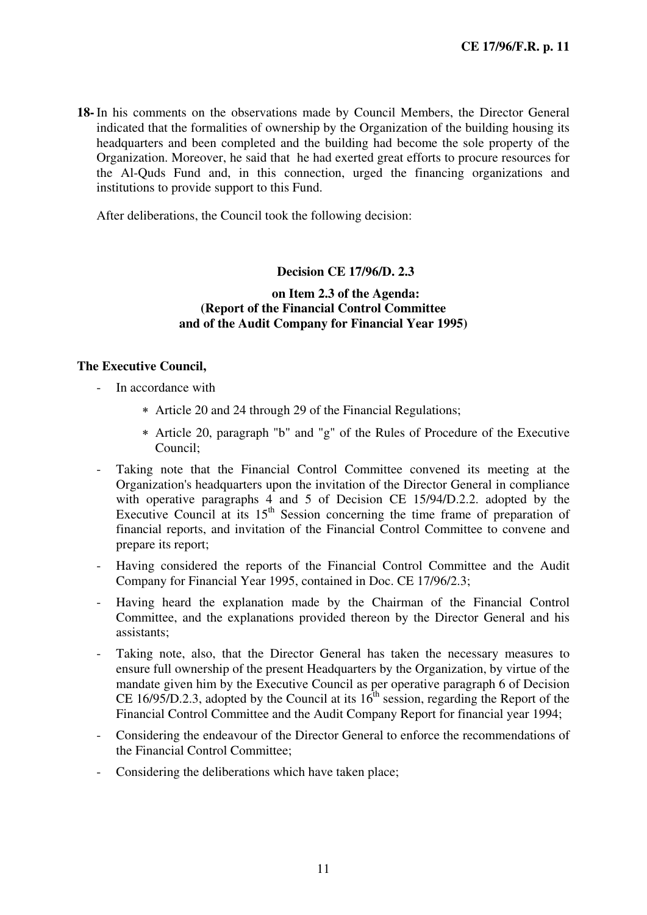**18-** In his comments on the observations made by Council Members, the Director General indicated that the formalities of ownership by the Organization of the building housing its headquarters and been completed and the building had become the sole property of the Organization. Moreover, he said that he had exerted great efforts to procure resources for the Al-Quds Fund and, in this connection, urged the financing organizations and institutions to provide support to this Fund.

After deliberations, the Council took the following decision:

**Decision CE 17/96/D. 2.3**

**on Item 2.3 of the Agenda:**
**(Report of the Financial Control Committee and of the Audit Company for Financial Year 1995)**

**The Executive Council,**

- In accordance with
  - ∗ Article 20 and 24 through 29 of the Financial Regulations;
  - ∗ Article 20, paragraph "b" and "g" of the Rules of Procedure of the Executive Council;
- Taking note that the Financial Control Committee convened its meeting at the Organization's headquarters upon the invitation of the Director General in compliance with operative paragraphs 4 and 5 of Decision CE 15/94/D.2.2. adopted by the Executive Council at its 15th Session concerning the time frame of preparation of financial reports, and invitation of the Financial Control Committee to convene and prepare its report;
- Having considered the reports of the Financial Control Committee and the Audit Company for Financial Year 1995, contained in Doc. CE 17/96/2.3;
- Having heard the explanation made by the Chairman of the Financial Control Committee, and the explanations provided thereon by the Director General and his assistants;
- Taking note, also, that the Director General has taken the necessary measures to ensure full ownership of the present Headquarters by the Organization, by virtue of the mandate given him by the Executive Council as per operative paragraph 6 of Decision CE 16/95/D.2.3, adopted by the Council at its 16th session, regarding the Report of the Financial Control Committee and the Audit Company Report for financial year 1994;
- Considering the endeavour of the Director General to enforce the recommendations of the Financial Control Committee;
- Considering the deliberations which have taken place;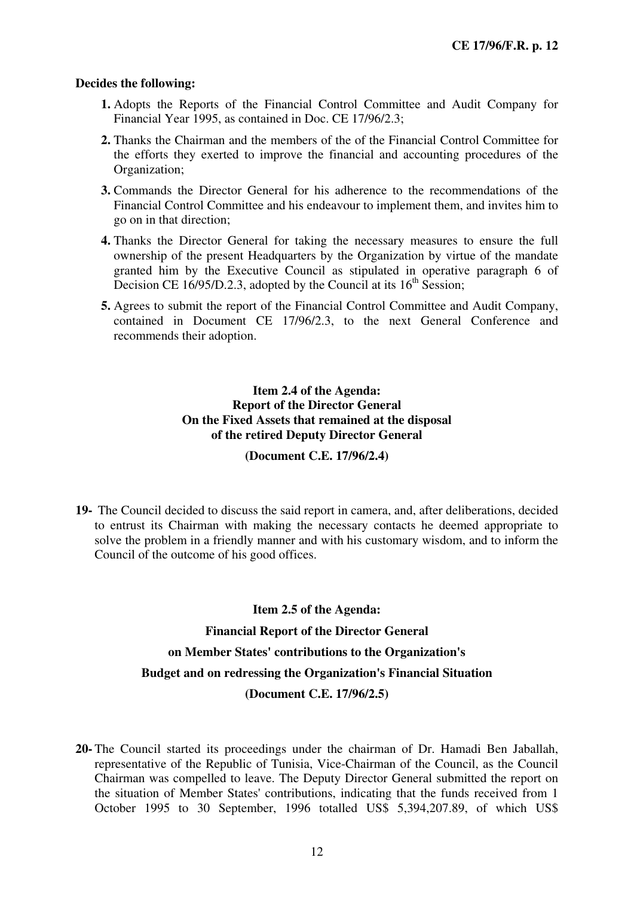**Decides the following:**

1. Adopts the Reports of the Financial Control Committee and Audit Company for Financial Year 1995, as contained in Doc. CE 17/96/2.3;

2. Thanks the Chairman and the members of the of the Financial Control Committee for the efforts they exerted to improve the financial and accounting procedures of the Organization;

3. Commands the Director General for his adherence to the recommendations of the Financial Control Committee and his endeavour to implement them, and invites him to go on in that direction;

4. Thanks the Director General for taking the necessary measures to ensure the full ownership of the present Headquarters by the Organization by virtue of the mandate granted him by the Executive Council as stipulated in operative paragraph 6 of Decision CE 16/95/D.2.3, adopted by the Council at its 16th Session;

5. Agrees to submit the report of the Financial Control Committee and Audit Company, contained in Document CE 17/96/2.3, to the next General Conference and recommends their adoption.

### Item 2.4 of the Agenda: Report of the Director General On the Fixed Assets that remained at the disposal of the retired Deputy Director General

**(Document C.E. 17/96/2.4)**

**19-** The Council decided to discuss the said report in camera, and, after deliberations, decided to entrust its Chairman with making the necessary contacts he deemed appropriate to solve the problem in a friendly manner and with his customary wisdom, and to inform the Council of the outcome of his good offices.

### Item 2.5 of the Agenda: Financial Report of the Director General on Member States' contributions to the Organization's Budget and on redressing the Organization's Financial Situation

**(Document C.E. 17/96/2.5)**

**20-** The Council started its proceedings under the chairman of Dr. Hamadi Ben Jaballah, representative of the Republic of Tunisia, Vice-Chairman of the Council, as the Council Chairman was compelled to leave. The Deputy Director General submitted the report on the situation of Member States' contributions, indicating that the funds received from 1 October 1995 to 30 September, 1996 totalled US$ 5,394,207.89, of which US$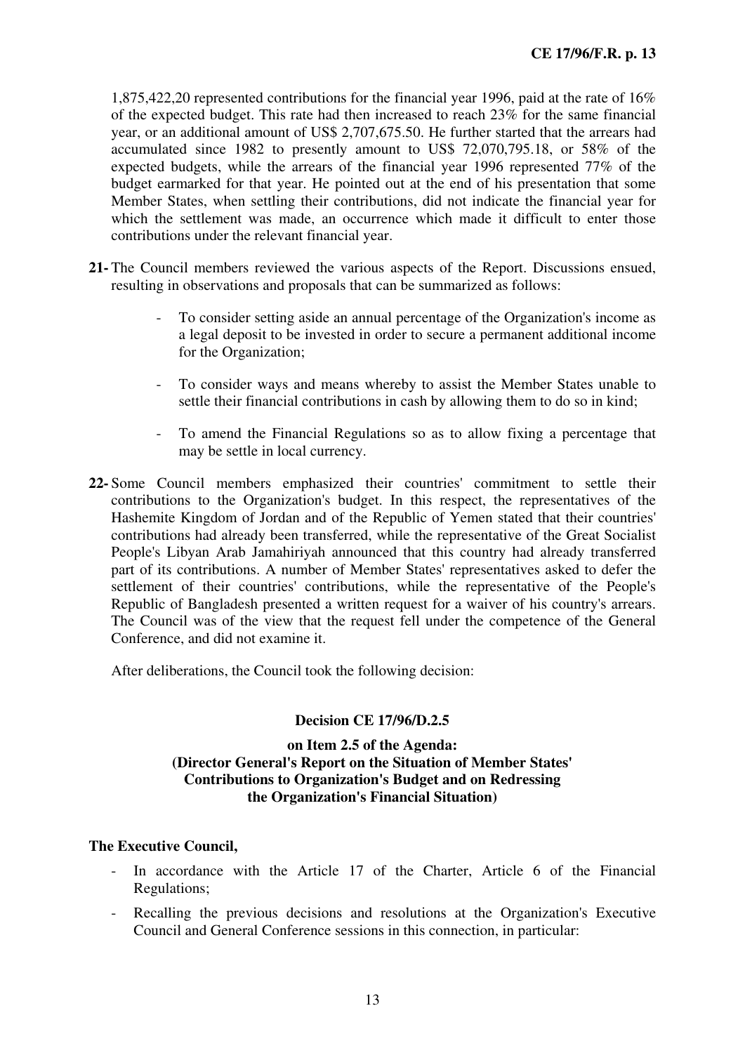1,875,422,20 represented contributions for the financial year 1996, paid at the rate of 16% of the expected budget. This rate had then increased to reach 23% for the same financial year, or an additional amount of US$ 2,707,675.50. He further started that the arrears had accumulated since 1982 to presently amount to US$ 72,070,795.18, or 58% of the expected budgets, while the arrears of the financial year 1996 represented 77% of the budget earmarked for that year. He pointed out at the end of his presentation that some Member States, when settling their contributions, did not indicate the financial year for which the settlement was made, an occurrence which made it difficult to enter those contributions under the relevant financial year.

**21-** The Council members reviewed the various aspects of the Report. Discussions ensued, resulting in observations and proposals that can be summarized as follows:

- To consider setting aside an annual percentage of the Organization's income as a legal deposit to be invested in order to secure a permanent additional income for the Organization;
- To consider ways and means whereby to assist the Member States unable to settle their financial contributions in cash by allowing them to do so in kind;
- To amend the Financial Regulations so as to allow fixing a percentage that may be settle in local currency.

**22-** Some Council members emphasized their countries' commitment to settle their contributions to the Organization's budget. In this respect, the representatives of the Hashemite Kingdom of Jordan and of the Republic of Yemen stated that their countries' contributions had already been transferred, while the representative of the Great Socialist People's Libyan Arab Jamahiriyah announced that this country had already transferred part of its contributions. A number of Member States' representatives asked to defer the settlement of their countries' contributions, while the representative of the People's Republic of Bangladesh presented a written request for a waiver of his country's arrears. The Council was of the view that the request fell under the competence of the General Conference, and did not examine it.

After deliberations, the Council took the following decision:

**Decision CE 17/96/D.2.5**

**on Item 2.5 of the Agenda: (Director General's Report on the Situation of Member States' Contributions to Organization's Budget and on Redressing the Organization's Financial Situation)**

**The Executive Council,**

- In accordance with the Article 17 of the Charter, Article 6 of the Financial Regulations;
- Recalling the previous decisions and resolutions at the Organization's Executive Council and General Conference sessions in this connection, in particular: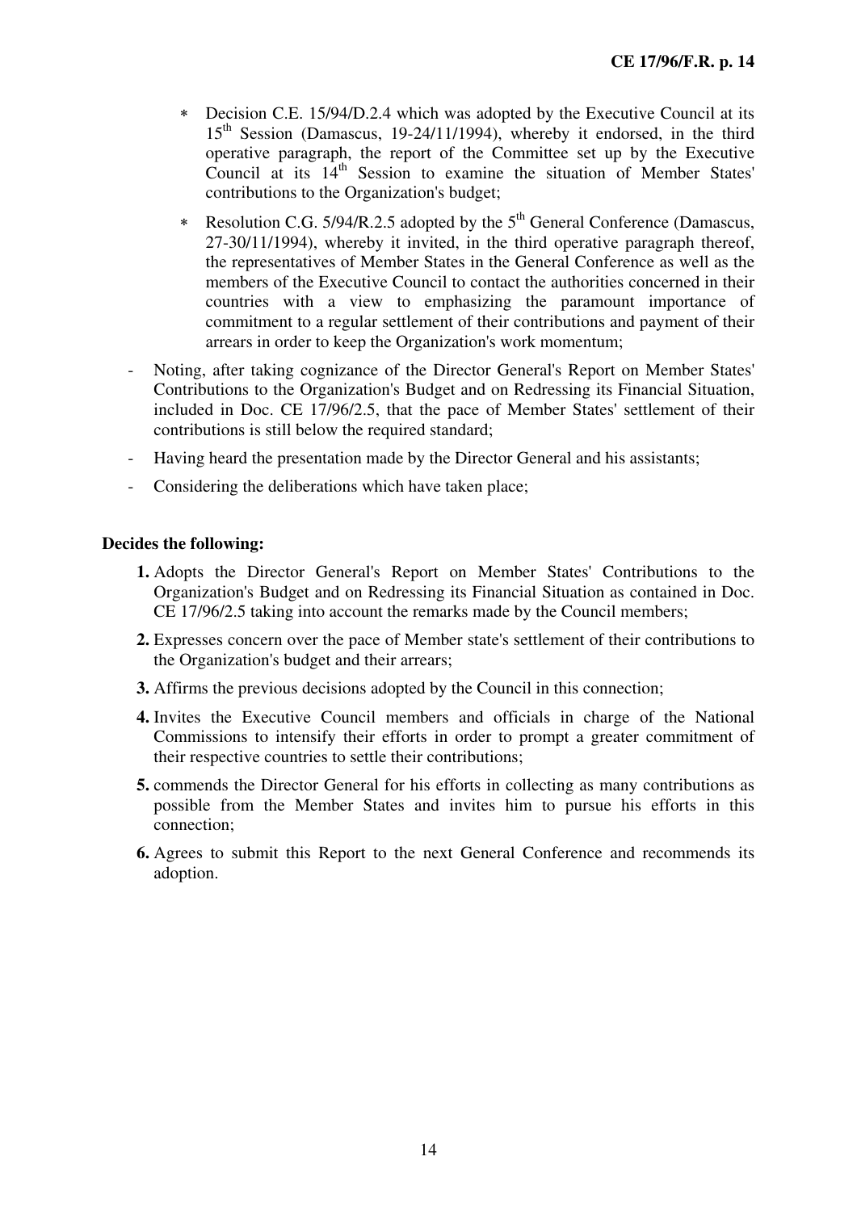- ∗ Decision C.E. 15/94/D.2.4 which was adopted by the Executive Council at its 15th Session (Damascus, 19-24/11/1994), whereby it endorsed, in the third operative paragraph, the report of the Committee set up by the Executive Council at its 14th Session to examine the situation of Member States' contributions to the Organization's budget;
- ∗ Resolution C.G. 5/94/R.2.5 adopted by the 5th General Conference (Damascus, 27-30/11/1994), whereby it invited, in the third operative paragraph thereof, the representatives of Member States in the General Conference as well as the members of the Executive Council to contact the authorities concerned in their countries with a view to emphasizing the paramount importance of commitment to a regular settlement of their contributions and payment of their arrears in order to keep the Organization's work momentum;

- Noting, after taking cognizance of the Director General's Report on Member States' Contributions to the Organization's Budget and on Redressing its Financial Situation, included in Doc. CE 17/96/2.5, that the pace of Member States' settlement of their contributions is still below the required standard;
- Having heard the presentation made by the Director General and his assistants;
- Considering the deliberations which have taken place;

**Decides the following:**

1. Adopts the Director General's Report on Member States' Contributions to the Organization's Budget and on Redressing its Financial Situation as contained in Doc. CE 17/96/2.5 taking into account the remarks made by the Council members;
2. Expresses concern over the pace of Member state's settlement of their contributions to the Organization's budget and their arrears;
3. Affirms the previous decisions adopted by the Council in this connection;
4. Invites the Executive Council members and officials in charge of the National Commissions to intensify their efforts in order to prompt a greater commitment of their respective countries to settle their contributions;
5. commends the Director General for his efforts in collecting as many contributions as possible from the Member States and invites him to pursue his efforts in this connection;
6. Agrees to submit this Report to the next General Conference and recommends its adoption.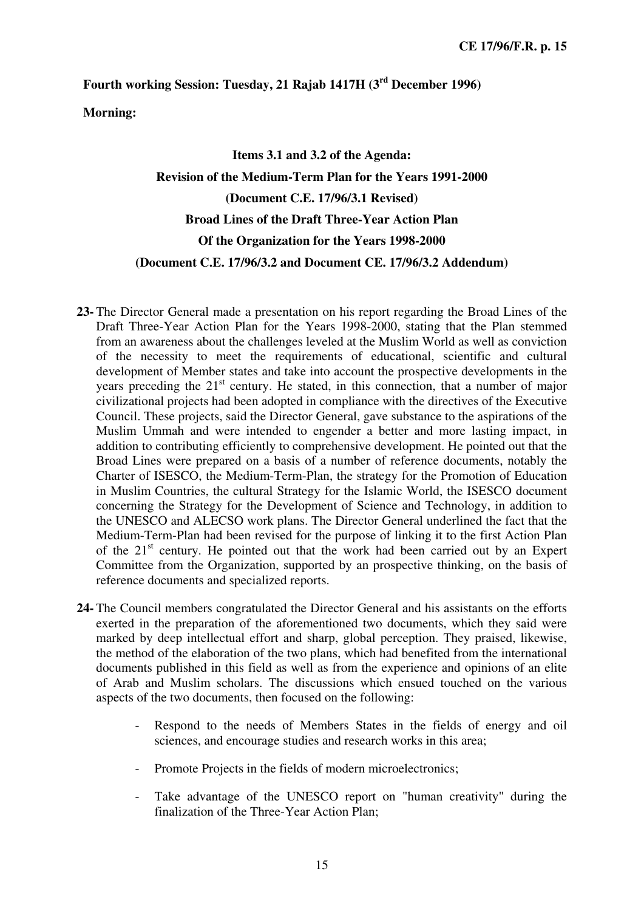**Fourth working Session: Tuesday, 21 Rajab 1417H (3rd December 1996)**

**Morning:**

**Items 3.1 and 3.2 of the Agenda:**
**Revision of the Medium-Term Plan for the Years 1991-2000**
**(Document C.E. 17/96/3.1 Revised)**
**Broad Lines of the Draft Three-Year Action Plan**
**Of the Organization for the Years 1998-2000**
**(Document C.E. 17/96/3.2 and Document CE. 17/96/3.2 Addendum)**

**23-** The Director General made a presentation on his report regarding the Broad Lines of the Draft Three-Year Action Plan for the Years 1998-2000, stating that the Plan stemmed from an awareness about the challenges leveled at the Muslim World as well as conviction of the necessity to meet the requirements of educational, scientific and cultural development of Member states and take into account the prospective developments in the years preceding the 21st century. He stated, in this connection, that a number of major civilizational projects had been adopted in compliance with the directives of the Executive Council. These projects, said the Director General, gave substance to the aspirations of the Muslim Ummah and were intended to engender a better and more lasting impact, in addition to contributing efficiently to comprehensive development. He pointed out that the Broad Lines were prepared on a basis of a number of reference documents, notably the Charter of ISESCO, the Medium-Term-Plan, the strategy for the Promotion of Education in Muslim Countries, the cultural Strategy for the Islamic World, the ISESCO document concerning the Strategy for the Development of Science and Technology, in addition to the UNESCO and ALECSO work plans. The Director General underlined the fact that the Medium-Term-Plan had been revised for the purpose of linking it to the first Action Plan of the 21st century. He pointed out that the work had been carried out by an Expert Committee from the Organization, supported by an prospective thinking, on the basis of reference documents and specialized reports.

**24-** The Council members congratulated the Director General and his assistants on the efforts exerted in the preparation of the aforementioned two documents, which they said were marked by deep intellectual effort and sharp, global perception. They praised, likewise, the method of the elaboration of the two plans, which had benefited from the international documents published in this field as well as from the experience and opinions of an elite of Arab and Muslim scholars. The discussions which ensued touched on the various aspects of the two documents, then focused on the following:

- Respond to the needs of Members States in the fields of energy and oil sciences, and encourage studies and research works in this area;
- Promote Projects in the fields of modern microelectronics;
- Take advantage of the UNESCO report on "human creativity" during the finalization of the Three-Year Action Plan;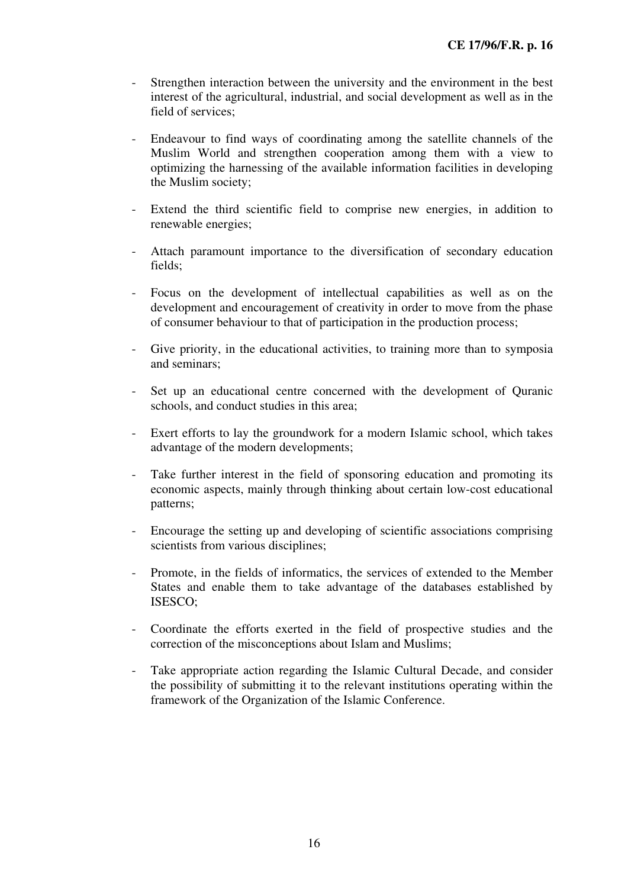- Strengthen interaction between the university and the environment in the best interest of the agricultural, industrial, and social development as well as in the field of services;

- Endeavour to find ways of coordinating among the satellite channels of the Muslim World and strengthen cooperation among them with a view to optimizing the harnessing of the available information facilities in developing the Muslim society;

- Extend the third scientific field to comprise new energies, in addition to renewable energies;

- Attach paramount importance to the diversification of secondary education fields;

- Focus on the development of intellectual capabilities as well as on the development and encouragement of creativity in order to move from the phase of consumer behaviour to that of participation in the production process;

- Give priority, in the educational activities, to training more than to symposia and seminars;

- Set up an educational centre concerned with the development of Quranic schools, and conduct studies in this area;

- Exert efforts to lay the groundwork for a modern Islamic school, which takes advantage of the modern developments;

- Take further interest in the field of sponsoring education and promoting its economic aspects, mainly through thinking about certain low-cost educational patterns;

- Encourage the setting up and developing of scientific associations comprising scientists from various disciplines;

- Promote, in the fields of informatics, the services of extended to the Member States and enable them to take advantage of the databases established by ISESCO;

- Coordinate the efforts exerted in the field of prospective studies and the correction of the misconceptions about Islam and Muslims;

- Take appropriate action regarding the Islamic Cultural Decade, and consider the possibility of submitting it to the relevant institutions operating within the framework of the Organization of the Islamic Conference.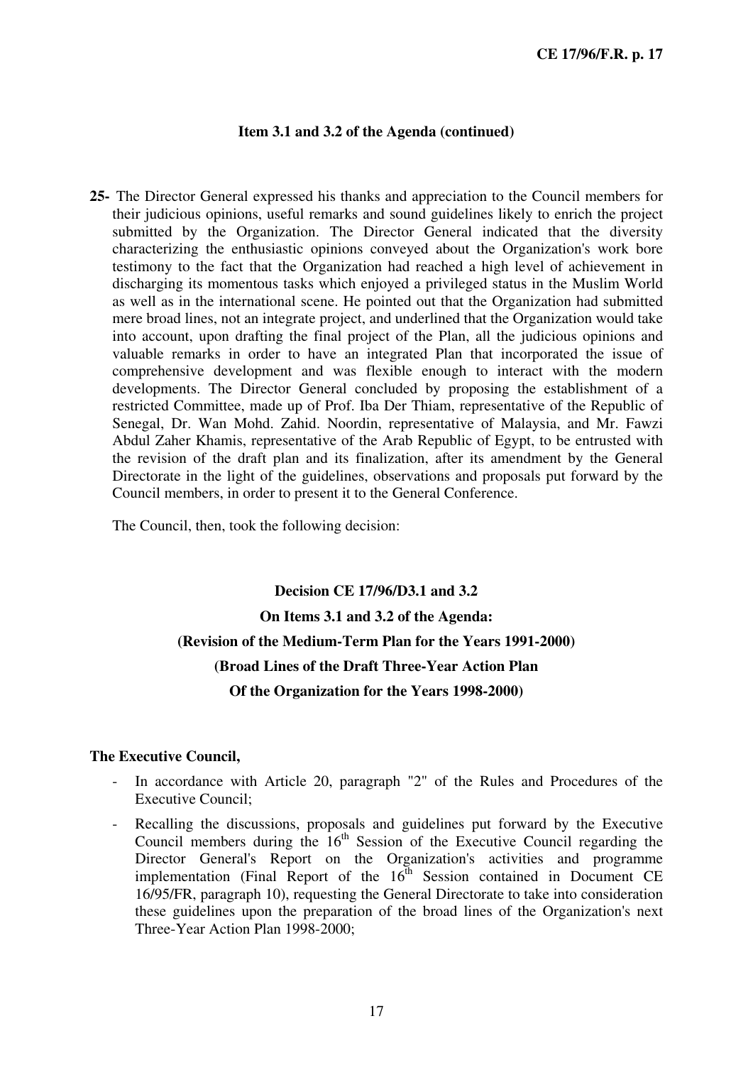**Item 3.1 and 3.2 of the Agenda (continued)**

**25-** The Director General expressed his thanks and appreciation to the Council members for their judicious opinions, useful remarks and sound guidelines likely to enrich the project submitted by the Organization. The Director General indicated that the diversity characterizing the enthusiastic opinions conveyed about the Organization's work bore testimony to the fact that the Organization had reached a high level of achievement in discharging its momentous tasks which enjoyed a privileged status in the Muslim World as well as in the international scene. He pointed out that the Organization had submitted mere broad lines, not an integrate project, and underlined that the Organization would take into account, upon drafting the final project of the Plan, all the judicious opinions and valuable remarks in order to have an integrated Plan that incorporated the issue of comprehensive development and was flexible enough to interact with the modern developments. The Director General concluded by proposing the establishment of a restricted Committee, made up of Prof. Iba Der Thiam, representative of the Republic of Senegal, Dr. Wan Mohd. Zahid. Noordin, representative of Malaysia, and Mr. Fawzi Abdul Zaher Khamis, representative of the Arab Republic of Egypt, to be entrusted with the revision of the draft plan and its finalization, after its amendment by the General Directorate in the light of the guidelines, observations and proposals put forward by the Council members, in order to present it to the General Conference.

The Council, then, took the following decision:

**Decision CE 17/96/D3.1 and 3.2**

**On Items 3.1 and 3.2 of the Agenda:**

**(Revision of the Medium-Term Plan for the Years 1991-2000)**

**(Broad Lines of the Draft Three-Year Action Plan Of the Organization for the Years 1998-2000)**

**The Executive Council,**

- In accordance with Article 20, paragraph "2" of the Rules and Procedures of the Executive Council;
- Recalling the discussions, proposals and guidelines put forward by the Executive Council members during the 16th Session of the Executive Council regarding the Director General's Report on the Organization's activities and programme implementation (Final Report of the 16th Session contained in Document CE 16/95/FR, paragraph 10), requesting the General Directorate to take into consideration these guidelines upon the preparation of the broad lines of the Organization's next Three-Year Action Plan 1998-2000;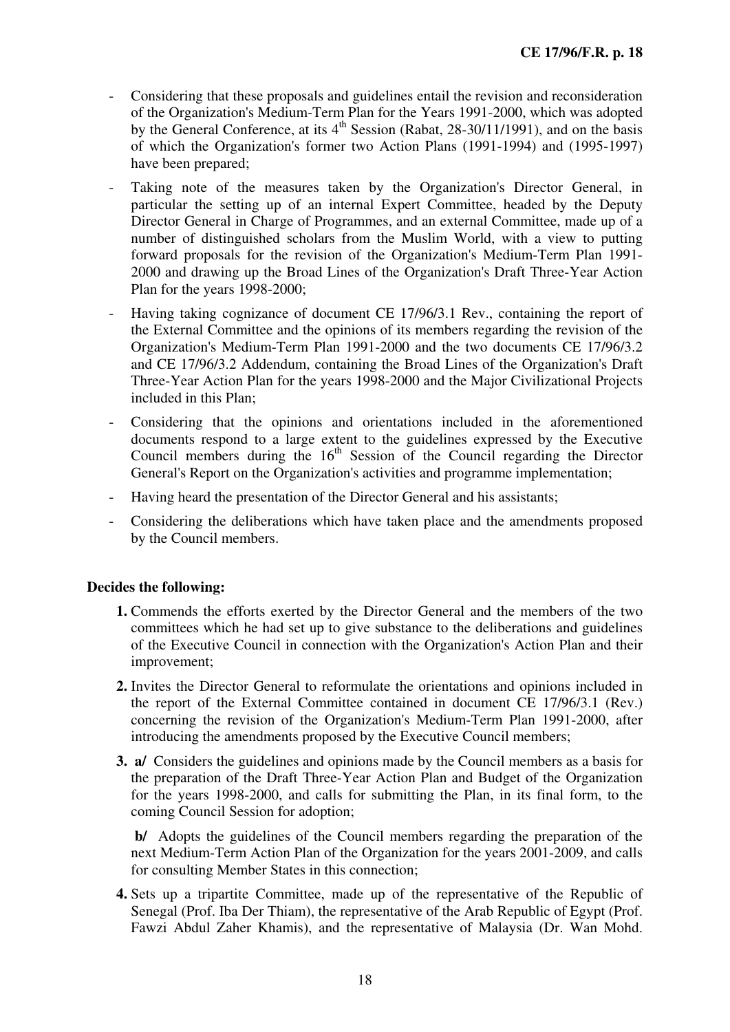- Considering that these proposals and guidelines entail the revision and reconsideration of the Organization's Medium-Term Plan for the Years 1991-2000, which was adopted by the General Conference, at its 4th Session (Rabat, 28-30/11/1991), and on the basis of which the Organization's former two Action Plans (1991-1994) and (1995-1997) have been prepared;
- Taking note of the measures taken by the Organization's Director General, in particular the setting up of an internal Expert Committee, headed by the Deputy Director General in Charge of Programmes, and an external Committee, made up of a number of distinguished scholars from the Muslim World, with a view to putting forward proposals for the revision of the Organization's Medium-Term Plan 1991-2000 and drawing up the Broad Lines of the Organization's Draft Three-Year Action Plan for the years 1998-2000;
- Having taking cognizance of document CE 17/96/3.1 Rev., containing the report of the External Committee and the opinions of its members regarding the revision of the Organization's Medium-Term Plan 1991-2000 and the two documents CE 17/96/3.2 and CE 17/96/3.2 Addendum, containing the Broad Lines of the Organization's Draft Three-Year Action Plan for the years 1998-2000 and the Major Civilizational Projects included in this Plan;
- Considering that the opinions and orientations included in the aforementioned documents respond to a large extent to the guidelines expressed by the Executive Council members during the 16th Session of the Council regarding the Director General's Report on the Organization's activities and programme implementation;
- Having heard the presentation of the Director General and his assistants;
- Considering the deliberations which have taken place and the amendments proposed by the Council members.

**Decides the following:**

**1.** Commends the efforts exerted by the Director General and the members of the two committees which he had set up to give substance to the deliberations and guidelines of the Executive Council in connection with the Organization's Action Plan and their improvement;

**2.** Invites the Director General to reformulate the orientations and opinions included in the report of the External Committee contained in document CE 17/96/3.1 (Rev.) concerning the revision of the Organization's Medium-Term Plan 1991-2000, after introducing the amendments proposed by the Executive Council members;

**3. a/** Considers the guidelines and opinions made by the Council members as a basis for the preparation of the Draft Three-Year Action Plan and Budget of the Organization for the years 1998-2000, and calls for submitting the Plan, in its final form, to the coming Council Session for adoption;

**b/** Adopts the guidelines of the Council members regarding the preparation of the next Medium-Term Action Plan of the Organization for the years 2001-2009, and calls for consulting Member States in this connection;

**4.** Sets up a tripartite Committee, made up of the representative of the Republic of Senegal (Prof. Iba Der Thiam), the representative of the Arab Republic of Egypt (Prof. Fawzi Abdul Zaher Khamis), and the representative of Malaysia (Dr. Wan Mohd.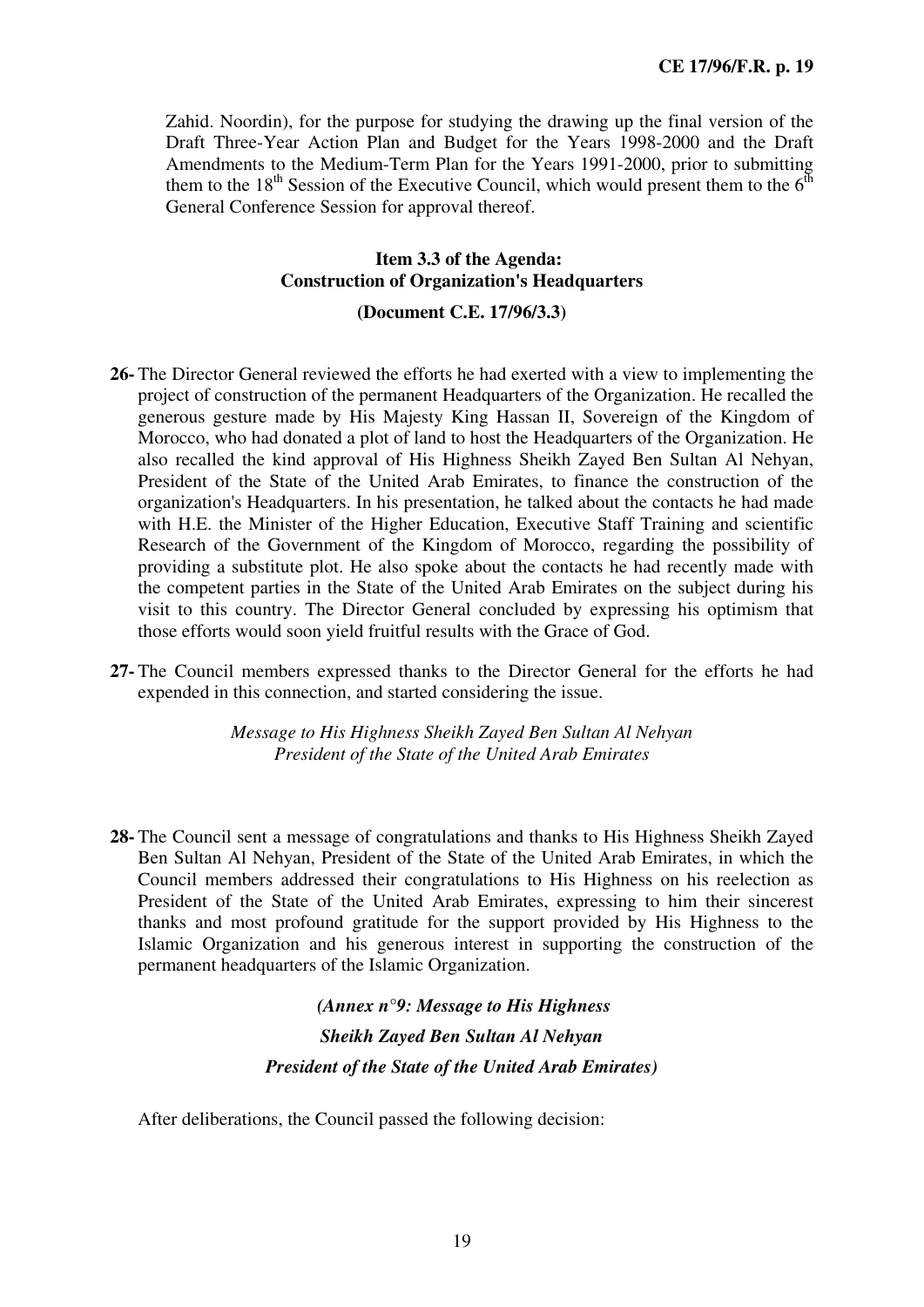Zahid. Noordin), for the purpose for studying the drawing up the final version of the Draft Three-Year Action Plan and Budget for the Years 1998-2000 and the Draft Amendments to the Medium-Term Plan for the Years 1991-2000, prior to submitting them to the 18th Session of the Executive Council, which would present them to the 6th General Conference Session for approval thereof.

### Item 3.3 of the Agenda:
### Construction of Organization's Headquarters

**(Document C.E. 17/96/3.3)**

**26-** The Director General reviewed the efforts he had exerted with a view to implementing the project of construction of the permanent Headquarters of the Organization. He recalled the generous gesture made by His Majesty King Hassan II, Sovereign of the Kingdom of Morocco, who had donated a plot of land to host the Headquarters of the Organization. He also recalled the kind approval of His Highness Sheikh Zayed Ben Sultan Al Nehyan, President of the State of the United Arab Emirates, to finance the construction of the organization's Headquarters. In his presentation, he talked about the contacts he had made with H.E. the Minister of the Higher Education, Executive Staff Training and scientific Research of the Government of the Kingdom of Morocco, regarding the possibility of providing a substitute plot. He also spoke about the contacts he had recently made with the competent parties in the State of the United Arab Emirates on the subject during his visit to this country. The Director General concluded by expressing his optimism that those efforts would soon yield fruitful results with the Grace of God.

**27-** The Council members expressed thanks to the Director General for the efforts he had expended in this connection, and started considering the issue.

*Message to His Highness Sheikh Zayed Ben Sultan Al Nehyan*
*President of the State of the United Arab Emirates*

**28-** The Council sent a message of congratulations and thanks to His Highness Sheikh Zayed Ben Sultan Al Nehyan, President of the State of the United Arab Emirates, in which the Council members addressed their congratulations to His Highness on his reelection as President of the State of the United Arab Emirates, expressing to him their sincerest thanks and most profound gratitude for the support provided by His Highness to the Islamic Organization and his generous interest in supporting the construction of the permanent headquarters of the Islamic Organization.

***(Annex n°9: Message to His Highness***
***Sheikh Zayed Ben Sultan Al Nehyan***
***President of the State of the United Arab Emirates)***

After deliberations, the Council passed the following decision: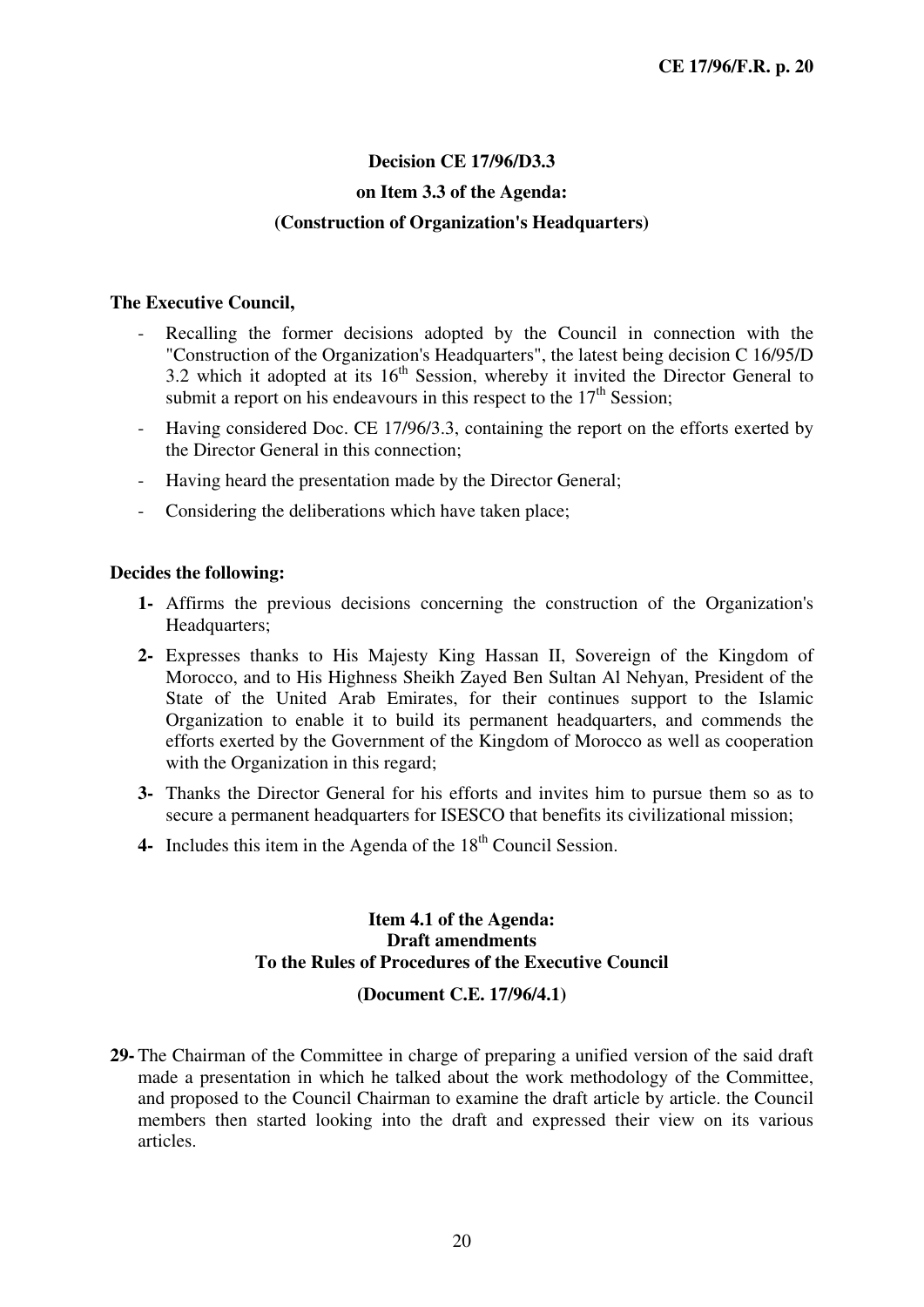**Decision CE 17/96/D3.3**

**on Item 3.3 of the Agenda:**

**(Construction of Organization's Headquarters)**

**The Executive Council,**

- Recalling the former decisions adopted by the Council in connection with the "Construction of the Organization's Headquarters", the latest being decision C 16/95/D 3.2 which it adopted at its 16th Session, whereby it invited the Director General to submit a report on his endeavours in this respect to the 17th Session;
- Having considered Doc. CE 17/96/3.3, containing the report on the efforts exerted by the Director General in this connection;
- Having heard the presentation made by the Director General;
- Considering the deliberations which have taken place;

**Decides the following:**

**1-** Affirms the previous decisions concerning the construction of the Organization's Headquarters;

**2-** Expresses thanks to His Majesty King Hassan II, Sovereign of the Kingdom of Morocco, and to His Highness Sheikh Zayed Ben Sultan Al Nehyan, President of the State of the United Arab Emirates, for their continues support to the Islamic Organization to enable it to build its permanent headquarters, and commends the efforts exerted by the Government of the Kingdom of Morocco as well as cooperation with the Organization in this regard;

**3-** Thanks the Director General for his efforts and invites him to pursue them so as to secure a permanent headquarters for ISESCO that benefits its civilizational mission;

**4-** Includes this item in the Agenda of the 18th Council Session.

**Item 4.1 of the Agenda:**
**Draft amendments**
**To the Rules of Procedures of the Executive Council**

**(Document C.E. 17/96/4.1)**

**29-** The Chairman of the Committee in charge of preparing a unified version of the said draft made a presentation in which he talked about the work methodology of the Committee, and proposed to the Council Chairman to examine the draft article by article. the Council members then started looking into the draft and expressed their view on its various articles.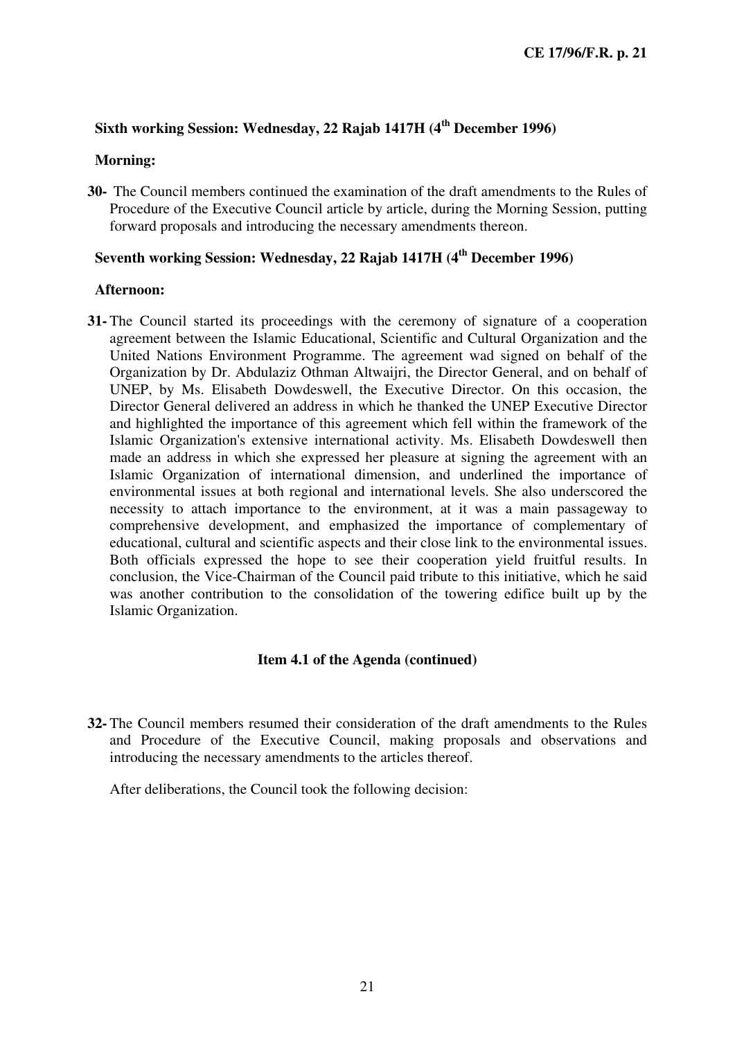### Sixth working Session: Wednesday, 22 Rajab 1417H (4th December 1996)

**Morning:**

**30-** The Council members continued the examination of the draft amendments to the Rules of Procedure of the Executive Council article by article, during the Morning Session, putting forward proposals and introducing the necessary amendments thereon.

### Seventh working Session: Wednesday, 22 Rajab 1417H (4th December 1996)

**Afternoon:**

**31-** The Council started its proceedings with the ceremony of signature of a cooperation agreement between the Islamic Educational, Scientific and Cultural Organization and the United Nations Environment Programme. The agreement wad signed on behalf of the Organization by Dr. Abdulaziz Othman Altwaijri, the Director General, and on behalf of UNEP, by Ms. Elisabeth Dowdeswell, the Executive Director. On this occasion, the Director General delivered an address in which he thanked the UNEP Executive Director and highlighted the importance of this agreement which fell within the framework of the Islamic Organization's extensive international activity. Ms. Elisabeth Dowdeswell then made an address in which she expressed her pleasure at signing the agreement with an Islamic Organization of international dimension, and underlined the importance of environmental issues at both regional and international levels. She also underscored the necessity to attach importance to the environment, at it was a main passageway to comprehensive development, and emphasized the importance of complementary of educational, cultural and scientific aspects and their close link to the environmental issues. Both officials expressed the hope to see their cooperation yield fruitful results. In conclusion, the Vice-Chairman of the Council paid tribute to this initiative, which he said was another contribution to the consolidation of the towering edifice built up by the Islamic Organization.

**Item 4.1 of the Agenda (continued)**

**32-** The Council members resumed their consideration of the draft amendments to the Rules and Procedure of the Executive Council, making proposals and observations and introducing the necessary amendments to the articles thereof.

After deliberations, the Council took the following decision: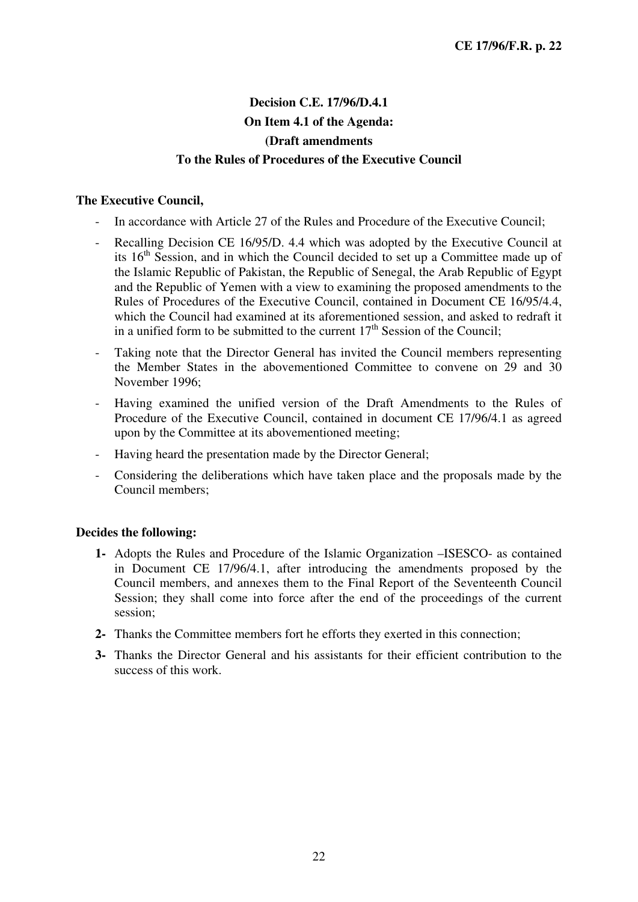## Decision C.E. 17/96/D.4.1
## On Item 4.1 of the Agenda:
## (Draft amendments
## To the Rules of Procedures of the Executive Council

**The Executive Council,**

- In accordance with Article 27 of the Rules and Procedure of the Executive Council;
- Recalling Decision CE 16/95/D. 4.4 which was adopted by the Executive Council at its 16th Session, and in which the Council decided to set up a Committee made up of the Islamic Republic of Pakistan, the Republic of Senegal, the Arab Republic of Egypt and the Republic of Yemen with a view to examining the proposed amendments to the Rules of Procedures of the Executive Council, contained in Document CE 16/95/4.4, which the Council had examined at its aforementioned session, and asked to redraft it in a unified form to be submitted to the current 17th Session of the Council;
- Taking note that the Director General has invited the Council members representing the Member States in the abovementioned Committee to convene on 29 and 30 November 1996;
- Having examined the unified version of the Draft Amendments to the Rules of Procedure of the Executive Council, contained in document CE 17/96/4.1 as agreed upon by the Committee at its abovementioned meeting;
- Having heard the presentation made by the Director General;
- Considering the deliberations which have taken place and the proposals made by the Council members;

**Decides the following:**

**1-** Adopts the Rules and Procedure of the Islamic Organization –ISESCO- as contained in Document CE 17/96/4.1, after introducing the amendments proposed by the Council members, and annexes them to the Final Report of the Seventeenth Council Session; they shall come into force after the end of the proceedings of the current session;

**2-** Thanks the Committee members fort he efforts they exerted in this connection;

**3-** Thanks the Director General and his assistants for their efficient contribution to the success of this work.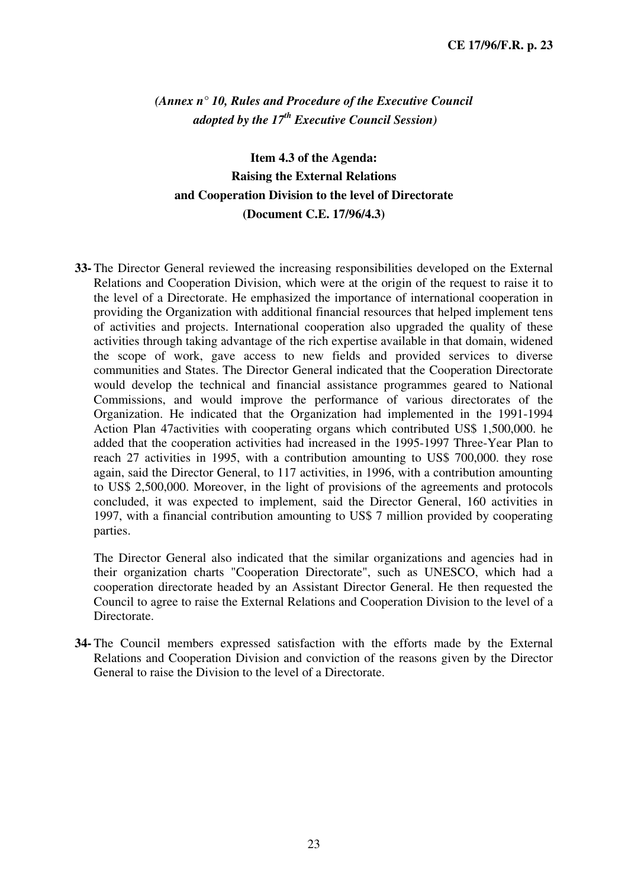*(Annex n° 10, Rules and Procedure of the Executive Council adopted by the 17th Executive Council Session)*

## Item 4.3 of the Agenda: Raising the External Relations and Cooperation Division to the level of Directorate (Document C.E. 17/96/4.3)

**33-** The Director General reviewed the increasing responsibilities developed on the External Relations and Cooperation Division, which were at the origin of the request to raise it to the level of a Directorate. He emphasized the importance of international cooperation in providing the Organization with additional financial resources that helped implement tens of activities and projects. International cooperation also upgraded the quality of these activities through taking advantage of the rich expertise available in that domain, widened the scope of work, gave access to new fields and provided services to diverse communities and States. The Director General indicated that the Cooperation Directorate would develop the technical and financial assistance programmes geared to National Commissions, and would improve the performance of various directorates of the Organization. He indicated that the Organization had implemented in the 1991-1994 Action Plan 47activities with cooperating organs which contributed US$ 1,500,000. he added that the cooperation activities had increased in the 1995-1997 Three-Year Plan to reach 27 activities in 1995, with a contribution amounting to US$ 700,000. they rose again, said the Director General, to 117 activities, in 1996, with a contribution amounting to US$ 2,500,000. Moreover, in the light of provisions of the agreements and protocols concluded, it was expected to implement, said the Director General, 160 activities in 1997, with a financial contribution amounting to US$ 7 million provided by cooperating parties.

The Director General also indicated that the similar organizations and agencies had in their organization charts "Cooperation Directorate", such as UNESCO, which had a cooperation directorate headed by an Assistant Director General. He then requested the Council to agree to raise the External Relations and Cooperation Division to the level of a Directorate.

**34-** The Council members expressed satisfaction with the efforts made by the External Relations and Cooperation Division and conviction of the reasons given by the Director General to raise the Division to the level of a Directorate.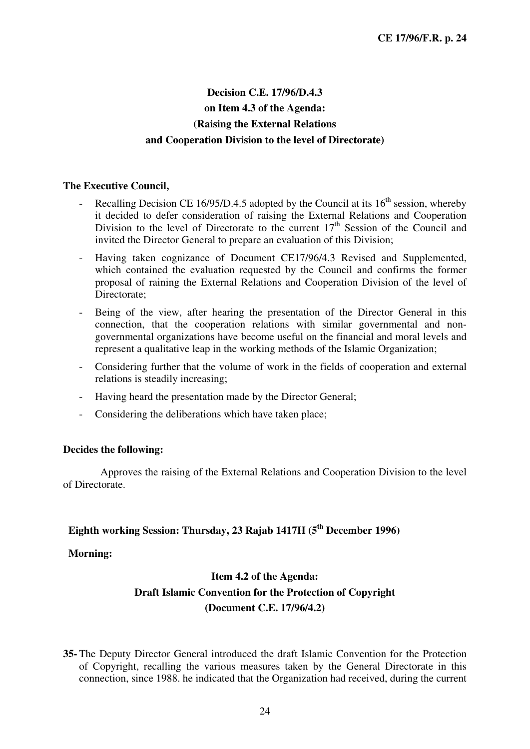**Decision C.E. 17/96/D.4.3**
**on Item 4.3 of the Agenda:**
**(Raising the External Relations**
**and Cooperation Division to the level of Directorate)**

**The Executive Council,**

- Recalling Decision CE 16/95/D.4.5 adopted by the Council at its 16th session, whereby it decided to defer consideration of raising the External Relations and Cooperation Division to the level of Directorate to the current 17th Session of the Council and invited the Director General to prepare an evaluation of this Division;
- Having taken cognizance of Document CE17/96/4.3 Revised and Supplemented, which contained the evaluation requested by the Council and confirms the former proposal of raining the External Relations and Cooperation Division of the level of Directorate;
- Being of the view, after hearing the presentation of the Director General in this connection, that the cooperation relations with similar governmental and non-governmental organizations have become useful on the financial and moral levels and represent a qualitative leap in the working methods of the Islamic Organization;
- Considering further that the volume of work in the fields of cooperation and external relations is steadily increasing;
- Having heard the presentation made by the Director General;
- Considering the deliberations which have taken place;

**Decides the following:**

Approves the raising of the External Relations and Cooperation Division to the level of Directorate.

**Eighth working Session: Thursday, 23 Rajab 1417H (5th December 1996)**

**Morning:**

**Item 4.2 of the Agenda:**
**Draft Islamic Convention for the Protection of Copyright**
**(Document C.E. 17/96/4.2)**

**35-** The Deputy Director General introduced the draft Islamic Convention for the Protection of Copyright, recalling the various measures taken by the General Directorate in this connection, since 1988. he indicated that the Organization had received, during the current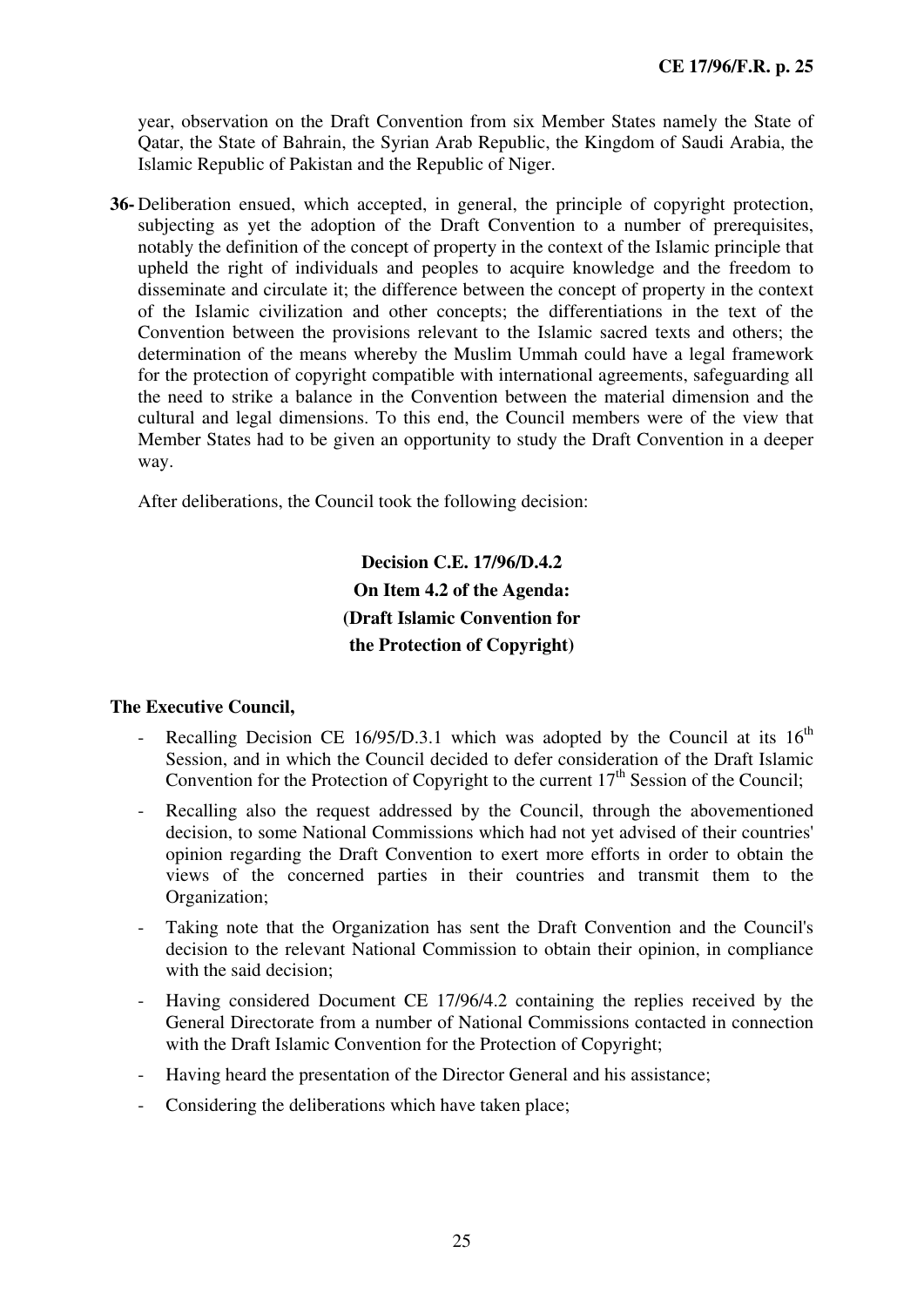year, observation on the Draft Convention from six Member States namely the State of Qatar, the State of Bahrain, the Syrian Arab Republic, the Kingdom of Saudi Arabia, the Islamic Republic of Pakistan and the Republic of Niger.

**36-** Deliberation ensued, which accepted, in general, the principle of copyright protection, subjecting as yet the adoption of the Draft Convention to a number of prerequisites, notably the definition of the concept of property in the context of the Islamic principle that upheld the right of individuals and peoples to acquire knowledge and the freedom to disseminate and circulate it; the difference between the concept of property in the context of the Islamic civilization and other concepts; the differentiations in the text of the Convention between the provisions relevant to the Islamic sacred texts and others; the determination of the means whereby the Muslim Ummah could have a legal framework for the protection of copyright compatible with international agreements, safeguarding all the need to strike a balance in the Convention between the material dimension and the cultural and legal dimensions. To this end, the Council members were of the view that Member States had to be given an opportunity to study the Draft Convention in a deeper way.

After deliberations, the Council took the following decision:

**Decision C.E. 17/96/D.4.2**
**On Item 4.2 of the Agenda:**
**(Draft Islamic Convention for**
**the Protection of Copyright)**

**The Executive Council,**

- Recalling Decision CE 16/95/D.3.1 which was adopted by the Council at its 16th Session, and in which the Council decided to defer consideration of the Draft Islamic Convention for the Protection of Copyright to the current 17th Session of the Council;
- Recalling also the request addressed by the Council, through the abovementioned decision, to some National Commissions which had not yet advised of their countries' opinion regarding the Draft Convention to exert more efforts in order to obtain the views of the concerned parties in their countries and transmit them to the Organization;
- Taking note that the Organization has sent the Draft Convention and the Council's decision to the relevant National Commission to obtain their opinion, in compliance with the said decision;
- Having considered Document CE 17/96/4.2 containing the replies received by the General Directorate from a number of National Commissions contacted in connection with the Draft Islamic Convention for the Protection of Copyright;
- Having heard the presentation of the Director General and his assistance;
- Considering the deliberations which have taken place;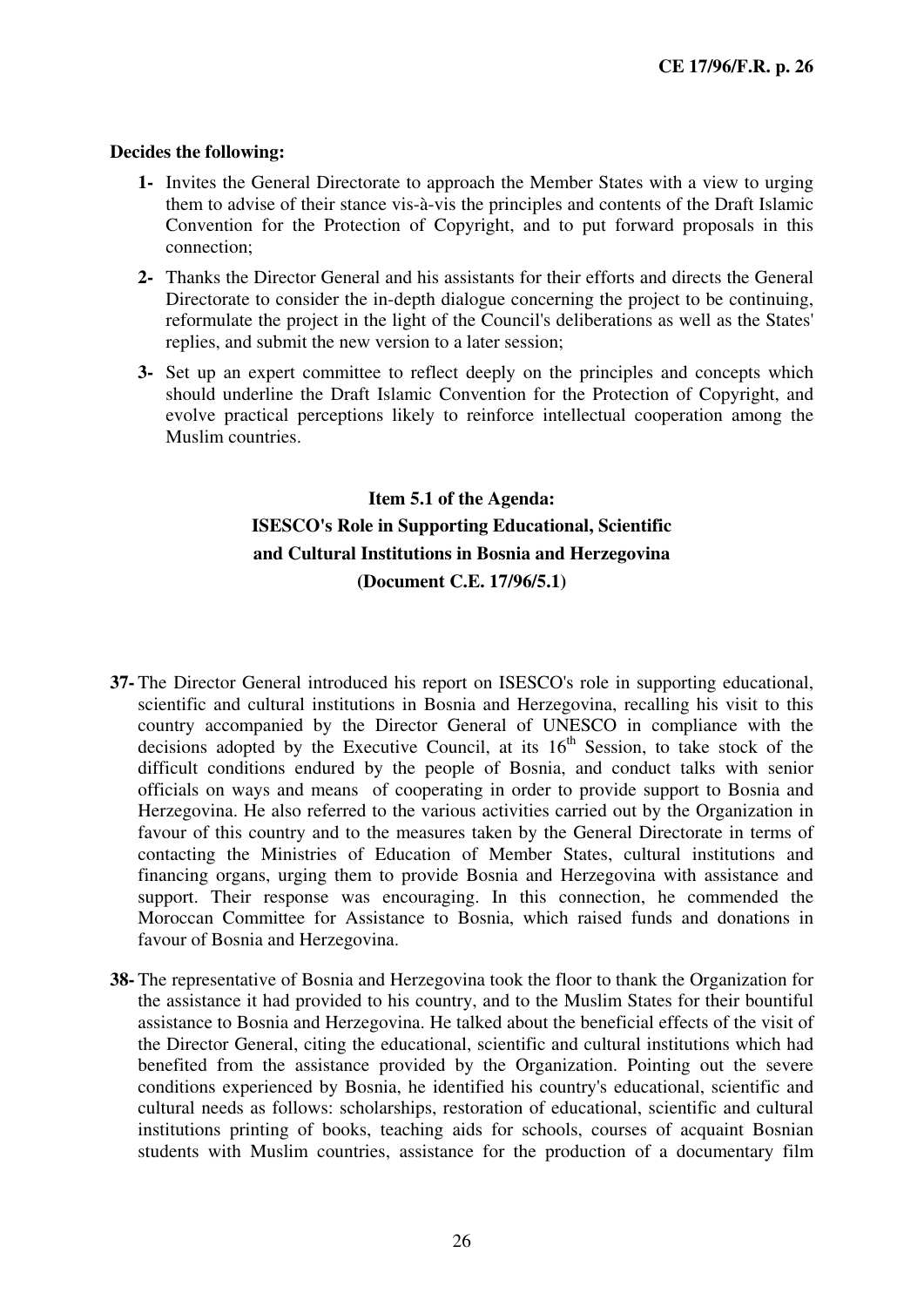**Decides the following:**

1- Invites the General Directorate to approach the Member States with a view to urging them to advise of their stance vis-à-vis the principles and contents of the Draft Islamic Convention for the Protection of Copyright, and to put forward proposals in this connection;

2- Thanks the Director General and his assistants for their efforts and directs the General Directorate to consider the in-depth dialogue concerning the project to be continuing, reformulate the project in the light of the Council's deliberations as well as the States' replies, and submit the new version to a later session;

3- Set up an expert committee to reflect deeply on the principles and concepts which should underline the Draft Islamic Convention for the Protection of Copyright, and evolve practical perceptions likely to reinforce intellectual cooperation among the Muslim countries.

**Item 5.1 of the Agenda:**
**ISESCO's Role in Supporting Educational, Scientific and Cultural Institutions in Bosnia and Herzegovina**
**(Document C.E. 17/96/5.1)**

37- The Director General introduced his report on ISESCO's role in supporting educational, scientific and cultural institutions in Bosnia and Herzegovina, recalling his visit to this country accompanied by the Director General of UNESCO in compliance with the decisions adopted by the Executive Council, at its 16th Session, to take stock of the difficult conditions endured by the people of Bosnia, and conduct talks with senior officials on ways and means of cooperating in order to provide support to Bosnia and Herzegovina. He also referred to the various activities carried out by the Organization in favour of this country and to the measures taken by the General Directorate in terms of contacting the Ministries of Education of Member States, cultural institutions and financing organs, urging them to provide Bosnia and Herzegovina with assistance and support. Their response was encouraging. In this connection, he commended the Moroccan Committee for Assistance to Bosnia, which raised funds and donations in favour of Bosnia and Herzegovina.

38- The representative of Bosnia and Herzegovina took the floor to thank the Organization for the assistance it had provided to his country, and to the Muslim States for their bountiful assistance to Bosnia and Herzegovina. He talked about the beneficial effects of the visit of the Director General, citing the educational, scientific and cultural institutions which had benefited from the assistance provided by the Organization. Pointing out the severe conditions experienced by Bosnia, he identified his country's educational, scientific and cultural needs as follows: scholarships, restoration of educational, scientific and cultural institutions printing of books, teaching aids for schools, courses of acquaint Bosnian students with Muslim countries, assistance for the production of a documentary film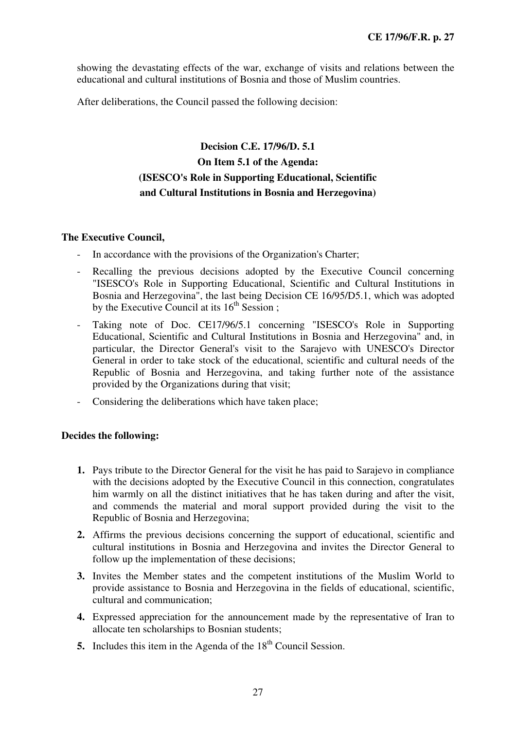showing the devastating effects of the war, exchange of visits and relations between the educational and cultural institutions of Bosnia and those of Muslim countries.

After deliberations, the Council passed the following decision:

**Decision C.E. 17/96/D. 5.1**
**On Item 5.1 of the Agenda:**
**(ISESCO's Role in Supporting Educational, Scientific and Cultural Institutions in Bosnia and Herzegovina)**

**The Executive Council,**

- In accordance with the provisions of the Organization's Charter;
- Recalling the previous decisions adopted by the Executive Council concerning "ISESCO's Role in Supporting Educational, Scientific and Cultural Institutions in Bosnia and Herzegovina", the last being Decision CE 16/95/D5.1, which was adopted by the Executive Council at its 16th Session ;
- Taking note of Doc. CE17/96/5.1 concerning "ISESCO's Role in Supporting Educational, Scientific and Cultural Institutions in Bosnia and Herzegovina" and, in particular, the Director General's visit to the Sarajevo with UNESCO's Director General in order to take stock of the educational, scientific and cultural needs of the Republic of Bosnia and Herzegovina, and taking further note of the assistance provided by the Organizations during that visit;
- Considering the deliberations which have taken place;

**Decides the following:**

1. Pays tribute to the Director General for the visit he has paid to Sarajevo in compliance with the decisions adopted by the Executive Council in this connection, congratulates him warmly on all the distinct initiatives that he has taken during and after the visit, and commends the material and moral support provided during the visit to the Republic of Bosnia and Herzegovina;
2. Affirms the previous decisions concerning the support of educational, scientific and cultural institutions in Bosnia and Herzegovina and invites the Director General to follow up the implementation of these decisions;
3. Invites the Member states and the competent institutions of the Muslim World to provide assistance to Bosnia and Herzegovina in the fields of educational, scientific, cultural and communication;
4. Expressed appreciation for the announcement made by the representative of Iran to allocate ten scholarships to Bosnian students;
5. Includes this item in the Agenda of the 18th Council Session.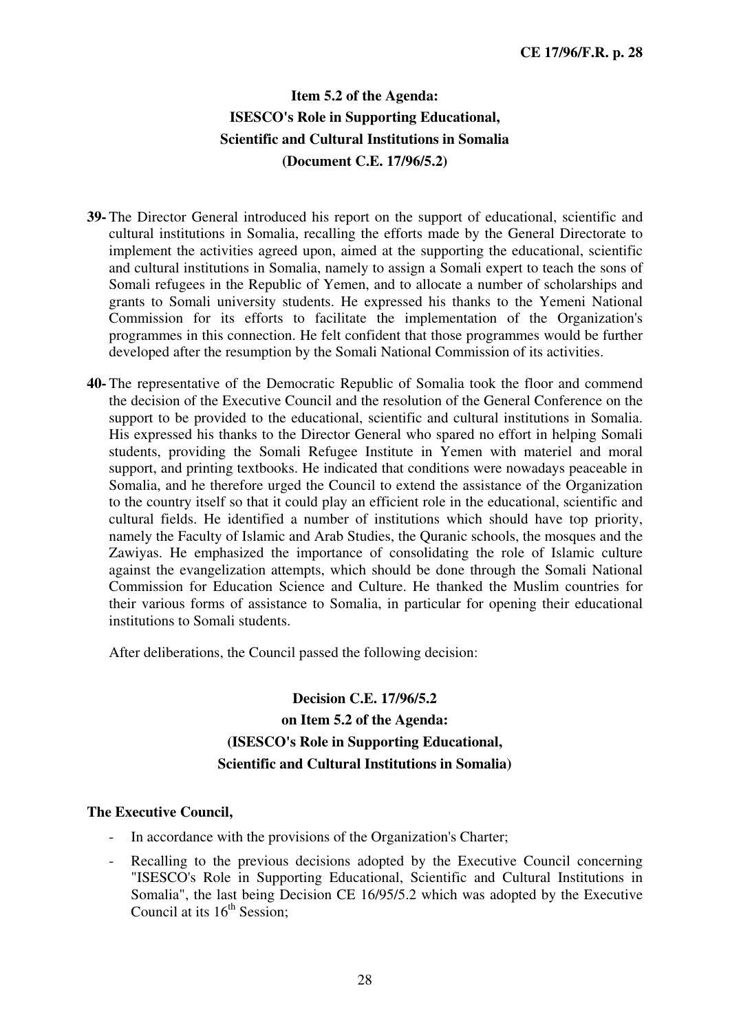## Item 5.2 of the Agenda: ISESCO's Role in Supporting Educational, Scientific and Cultural Institutions in Somalia (Document C.E. 17/96/5.2)

**39-** The Director General introduced his report on the support of educational, scientific and cultural institutions in Somalia, recalling the efforts made by the General Directorate to implement the activities agreed upon, aimed at the supporting the educational, scientific and cultural institutions in Somalia, namely to assign a Somali expert to teach the sons of Somali refugees in the Republic of Yemen, and to allocate a number of scholarships and grants to Somali university students. He expressed his thanks to the Yemeni National Commission for its efforts to facilitate the implementation of the Organization's programmes in this connection. He felt confident that those programmes would be further developed after the resumption by the Somali National Commission of its activities.

**40-** The representative of the Democratic Republic of Somalia took the floor and commend the decision of the Executive Council and the resolution of the General Conference on the support to be provided to the educational, scientific and cultural institutions in Somalia. His expressed his thanks to the Director General who spared no effort in helping Somali students, providing the Somali Refugee Institute in Yemen with materiel and moral support, and printing textbooks. He indicated that conditions were nowadays peaceable in Somalia, and he therefore urged the Council to extend the assistance of the Organization to the country itself so that it could play an efficient role in the educational, scientific and cultural fields. He identified a number of institutions which should have top priority, namely the Faculty of Islamic and Arab Studies, the Quranic schools, the mosques and the Zawiyas. He emphasized the importance of consolidating the role of Islamic culture against the evangelization attempts, which should be done through the Somali National Commission for Education Science and Culture. He thanked the Muslim countries for their various forms of assistance to Somalia, in particular for opening their educational institutions to Somali students.

After deliberations, the Council passed the following decision:

### Decision C.E. 17/96/5.2 on Item 5.2 of the Agenda: (ISESCO's Role in Supporting Educational, Scientific and Cultural Institutions in Somalia)

**The Executive Council,**

- In accordance with the provisions of the Organization's Charter;
- Recalling to the previous decisions adopted by the Executive Council concerning "ISESCO's Role in Supporting Educational, Scientific and Cultural Institutions in Somalia", the last being Decision CE 16/95/5.2 which was adopted by the Executive Council at its 16th Session;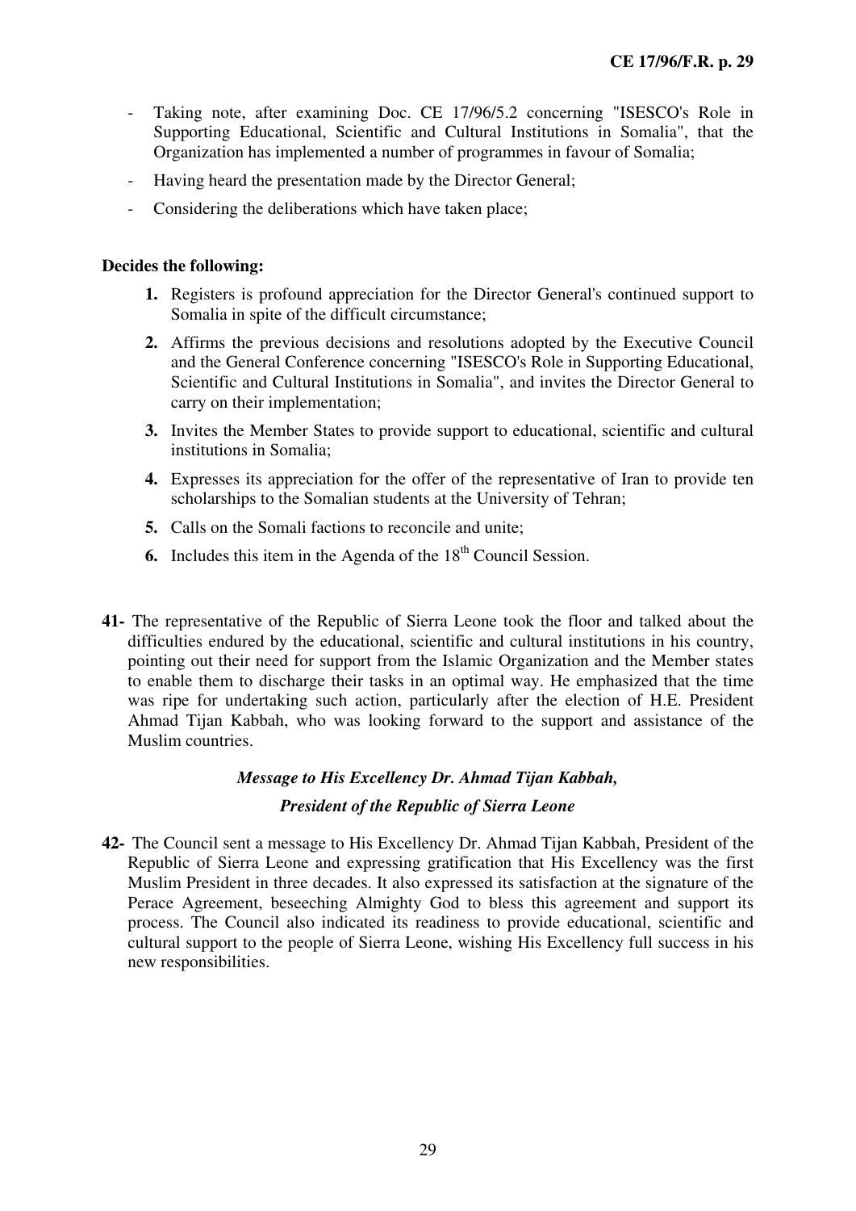- Taking note, after examining Doc. CE 17/96/5.2 concerning "ISESCO's Role in Supporting Educational, Scientific and Cultural Institutions in Somalia", that the Organization has implemented a number of programmes in favour of Somalia;
- Having heard the presentation made by the Director General;
- Considering the deliberations which have taken place;

**Decides the following:**

1. Registers is profound appreciation for the Director General's continued support to Somalia in spite of the difficult circumstance;
2. Affirms the previous decisions and resolutions adopted by the Executive Council and the General Conference concerning "ISESCO's Role in Supporting Educational, Scientific and Cultural Institutions in Somalia", and invites the Director General to carry on their implementation;
3. Invites the Member States to provide support to educational, scientific and cultural institutions in Somalia;
4. Expresses its appreciation for the offer of the representative of Iran to provide ten scholarships to the Somalian students at the University of Tehran;
5. Calls on the Somali factions to reconcile and unite;
6. Includes this item in the Agenda of the 18th Council Session.

**41-** The representative of the Republic of Sierra Leone took the floor and talked about the difficulties endured by the educational, scientific and cultural institutions in his country, pointing out their need for support from the Islamic Organization and the Member states to enable them to discharge their tasks in an optimal way. He emphasized that the time was ripe for undertaking such action, particularly after the election of H.E. President Ahmad Tijan Kabbah, who was looking forward to the support and assistance of the Muslim countries.

### *Message to His Excellency Dr. Ahmad Tijan Kabbah, President of the Republic of Sierra Leone*

**42-** The Council sent a message to His Excellency Dr. Ahmad Tijan Kabbah, President of the Republic of Sierra Leone and expressing gratification that His Excellency was the first Muslim President in three decades. It also expressed its satisfaction at the signature of the Perace Agreement, beseeching Almighty God to bless this agreement and support its process. The Council also indicated its readiness to provide educational, scientific and cultural support to the people of Sierra Leone, wishing His Excellency full success in his new responsibilities.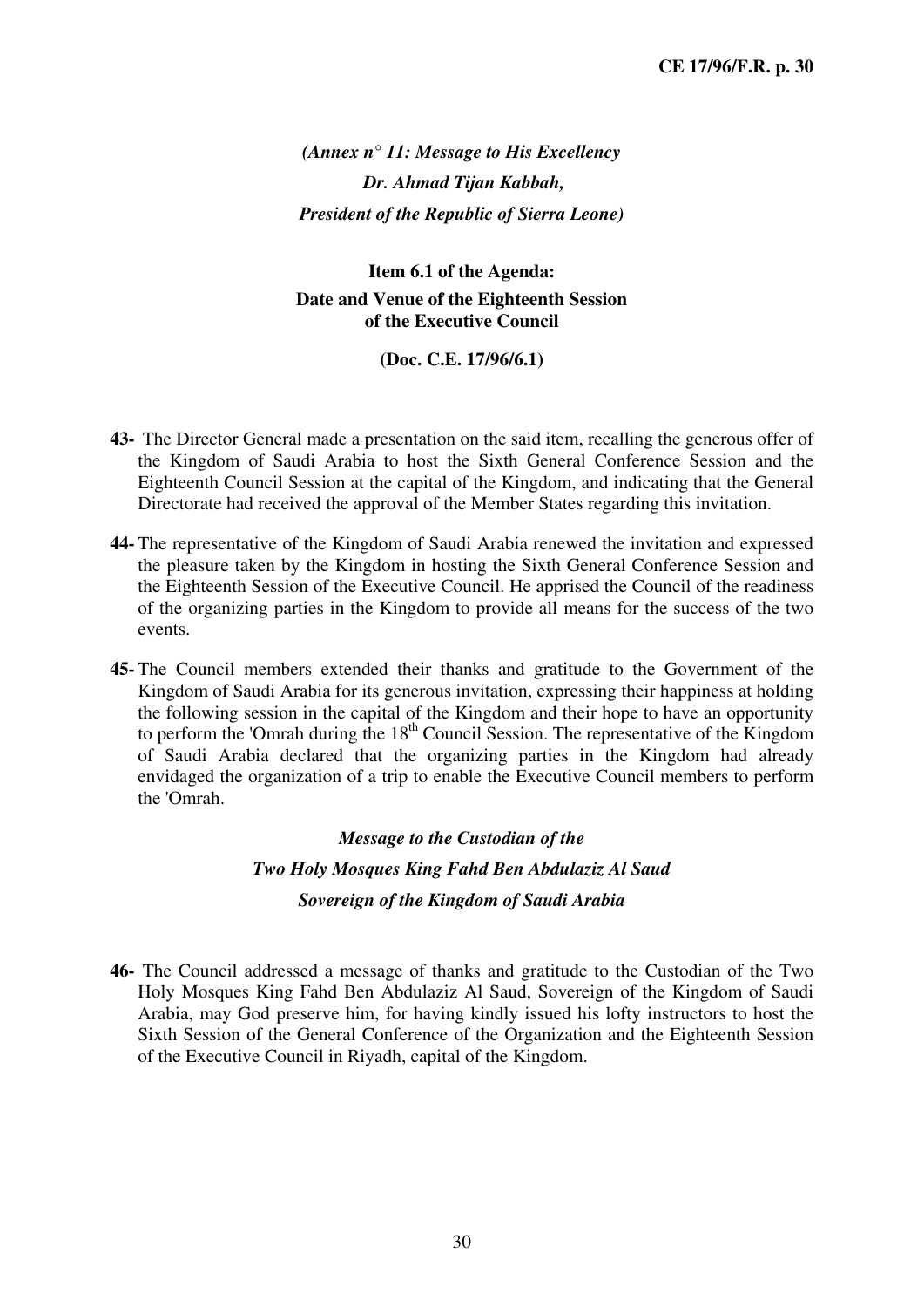*(Annex n° 11: Message to His Excellency*
*Dr. Ahmad Tijan Kabbah,*
*President of the Republic of Sierra Leone)*

**Item 6.1 of the Agenda:**
**Date and Venue of the Eighteenth Session of the Executive Council**

**(Doc. C.E. 17/96/6.1)**

**43-** The Director General made a presentation on the said item, recalling the generous offer of the Kingdom of Saudi Arabia to host the Sixth General Conference Session and the Eighteenth Council Session at the capital of the Kingdom, and indicating that the General Directorate had received the approval of the Member States regarding this invitation.

**44-** The representative of the Kingdom of Saudi Arabia renewed the invitation and expressed the pleasure taken by the Kingdom in hosting the Sixth General Conference Session and the Eighteenth Session of the Executive Council. He apprised the Council of the readiness of the organizing parties in the Kingdom to provide all means for the success of the two events.

**45-** The Council members extended their thanks and gratitude to the Government of the Kingdom of Saudi Arabia for its generous invitation, expressing their happiness at holding the following session in the capital of the Kingdom and their hope to have an opportunity to perform the 'Omrah during the 18th Council Session. The representative of the Kingdom of Saudi Arabia declared that the organizing parties in the Kingdom had already envidaged the organization of a trip to enable the Executive Council members to perform the 'Omrah.

***Message to the Custodian of the Two Holy Mosques King Fahd Ben Abdulaziz Al Saud Sovereign of the Kingdom of Saudi Arabia***

**46-** The Council addressed a message of thanks and gratitude to the Custodian of the Two Holy Mosques King Fahd Ben Abdulaziz Al Saud, Sovereign of the Kingdom of Saudi Arabia, may God preserve him, for having kindly issued his lofty instructors to host the Sixth Session of the General Conference of the Organization and the Eighteenth Session of the Executive Council in Riyadh, capital of the Kingdom.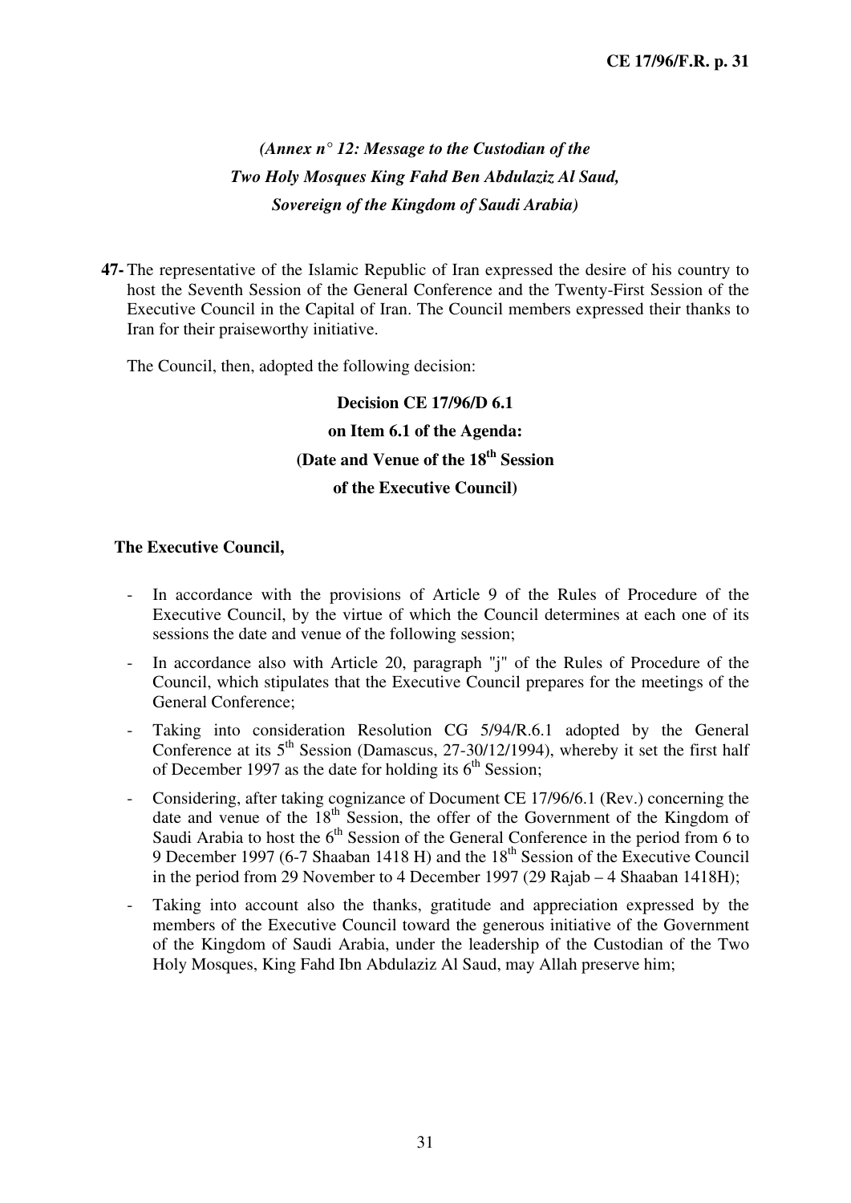*(Annex n° 12: Message to the Custodian of the Two Holy Mosques King Fahd Ben Abdulaziz Al Saud, Sovereign of the Kingdom of Saudi Arabia)*

**47-** The representative of the Islamic Republic of Iran expressed the desire of his country to host the Seventh Session of the General Conference and the Twenty-First Session of the Executive Council in the Capital of Iran. The Council members expressed their thanks to Iran for their praiseworthy initiative.

The Council, then, adopted the following decision:

**Decision CE 17/96/D 6.1**
**on Item 6.1 of the Agenda:**
**(Date and Venue of the 18th Session**
**of the Executive Council)**

**The Executive Council,**

- In accordance with the provisions of Article 9 of the Rules of Procedure of the Executive Council, by the virtue of which the Council determines at each one of its sessions the date and venue of the following session;
- In accordance also with Article 20, paragraph "j" of the Rules of Procedure of the Council, which stipulates that the Executive Council prepares for the meetings of the General Conference;
- Taking into consideration Resolution CG 5/94/R.6.1 adopted by the General Conference at its 5th Session (Damascus, 27-30/12/1994), whereby it set the first half of December 1997 as the date for holding its 6th Session;
- Considering, after taking cognizance of Document CE 17/96/6.1 (Rev.) concerning the date and venue of the 18th Session, the offer of the Government of the Kingdom of Saudi Arabia to host the 6th Session of the General Conference in the period from 6 to 9 December 1997 (6-7 Shaaban 1418 H) and the 18th Session of the Executive Council in the period from 29 November to 4 December 1997 (29 Rajab – 4 Shaaban 1418H);
- Taking into account also the thanks, gratitude and appreciation expressed by the members of the Executive Council toward the generous initiative of the Government of the Kingdom of Saudi Arabia, under the leadership of the Custodian of the Two Holy Mosques, King Fahd Ibn Abdulaziz Al Saud, may Allah preserve him;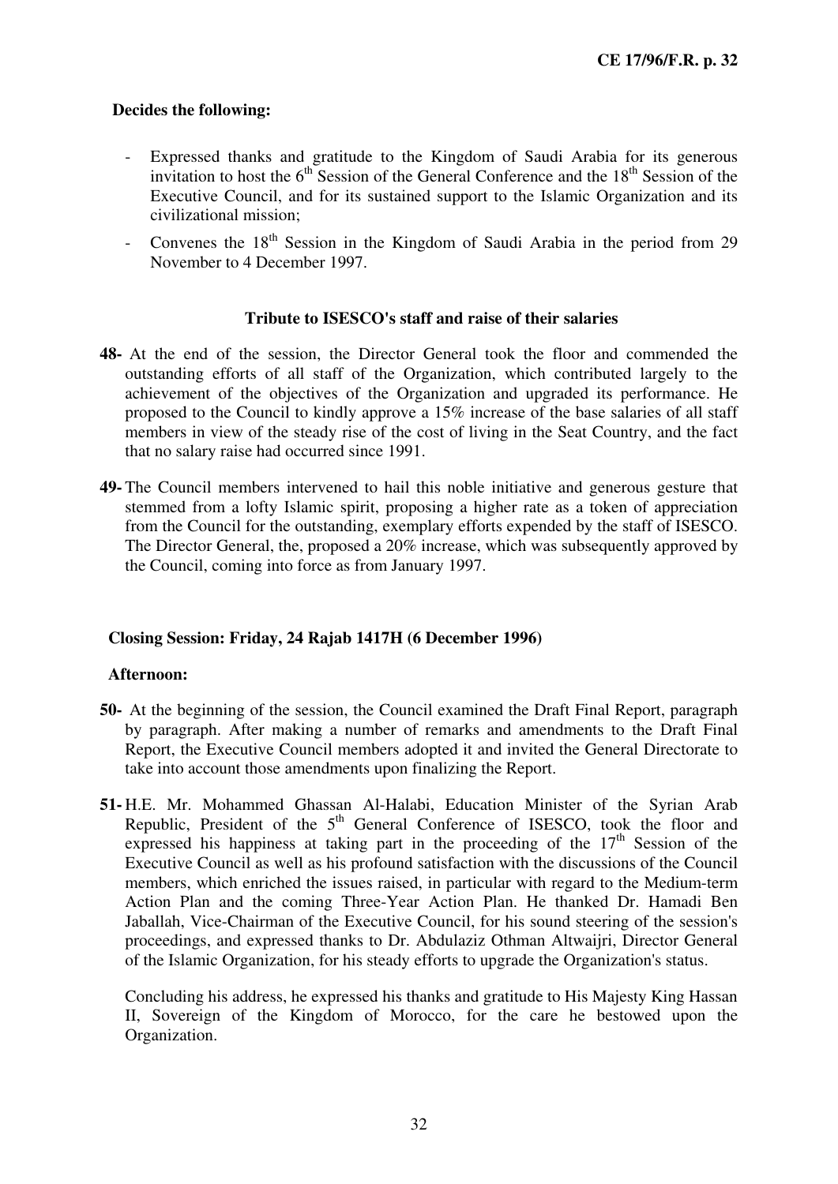**Decides the following:**

- Expressed thanks and gratitude to the Kingdom of Saudi Arabia for its generous invitation to host the 6th Session of the General Conference and the 18th Session of the Executive Council, and for its sustained support to the Islamic Organization and its civilizational mission;
- Convenes the 18th Session in the Kingdom of Saudi Arabia in the period from 29 November to 4 December 1997.

### Tribute to ISESCO's staff and raise of their salaries

**48-** At the end of the session, the Director General took the floor and commended the outstanding efforts of all staff of the Organization, which contributed largely to the achievement of the objectives of the Organization and upgraded its performance. He proposed to the Council to kindly approve a 15% increase of the base salaries of all staff members in view of the steady rise of the cost of living in the Seat Country, and the fact that no salary raise had occurred since 1991.

**49-** The Council members intervened to hail this noble initiative and generous gesture that stemmed from a lofty Islamic spirit, proposing a higher rate as a token of appreciation from the Council for the outstanding, exemplary efforts expended by the staff of ISESCO. The Director General, the, proposed a 20% increase, which was subsequently approved by the Council, coming into force as from January 1997.

**Closing Session: Friday, 24 Rajab 1417H (6 December 1996)**

**Afternoon:**

**50-** At the beginning of the session, the Council examined the Draft Final Report, paragraph by paragraph. After making a number of remarks and amendments to the Draft Final Report, the Executive Council members adopted it and invited the General Directorate to take into account those amendments upon finalizing the Report.

**51-** H.E. Mr. Mohammed Ghassan Al-Halabi, Education Minister of the Syrian Arab Republic, President of the 5th General Conference of ISESCO, took the floor and expressed his happiness at taking part in the proceeding of the 17th Session of the Executive Council as well as his profound satisfaction with the discussions of the Council members, which enriched the issues raised, in particular with regard to the Medium-term Action Plan and the coming Three-Year Action Plan. He thanked Dr. Hamadi Ben Jaballah, Vice-Chairman of the Executive Council, for his sound steering of the session's proceedings, and expressed thanks to Dr. Abdulaziz Othman Altwaijri, Director General of the Islamic Organization, for his steady efforts to upgrade the Organization's status.

Concluding his address, he expressed his thanks and gratitude to His Majesty King Hassan II, Sovereign of the Kingdom of Morocco, for the care he bestowed upon the Organization.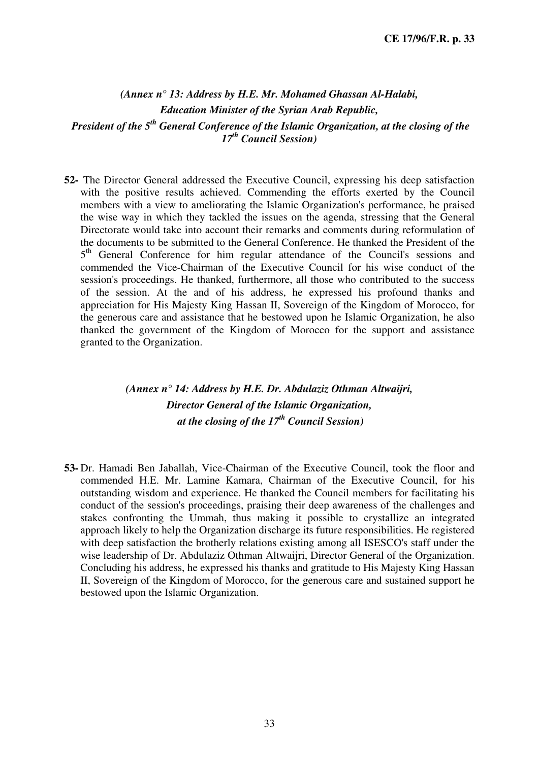*(Annex n° 13: Address by H.E. Mr. Mohamed Ghassan Al-Halabi, Education Minister of the Syrian Arab Republic, President of the 5th General Conference of the Islamic Organization, at the closing of the 17th Council Session)*

**52-** The Director General addressed the Executive Council, expressing his deep satisfaction with the positive results achieved. Commending the efforts exerted by the Council members with a view to ameliorating the Islamic Organization's performance, he praised the wise way in which they tackled the issues on the agenda, stressing that the General Directorate would take into account their remarks and comments during reformulation of the documents to be submitted to the General Conference. He thanked the President of the 5th General Conference for him regular attendance of the Council's sessions and commended the Vice-Chairman of the Executive Council for his wise conduct of the session's proceedings. He thanked, furthermore, all those who contributed to the success of the session. At the and of his address, he expressed his profound thanks and appreciation for His Majesty King Hassan II, Sovereign of the Kingdom of Morocco, for the generous care and assistance that he bestowed upon he Islamic Organization, he also thanked the government of the Kingdom of Morocco for the support and assistance granted to the Organization.

*(Annex n° 14: Address by H.E. Dr. Abdulaziz Othman Altwaijri, Director General of the Islamic Organization, at the closing of the 17th Council Session)*

**53-** Dr. Hamadi Ben Jaballah, Vice-Chairman of the Executive Council, took the floor and commended H.E. Mr. Lamine Kamara, Chairman of the Executive Council, for his outstanding wisdom and experience. He thanked the Council members for facilitating his conduct of the session's proceedings, praising their deep awareness of the challenges and stakes confronting the Ummah, thus making it possible to crystallize an integrated approach likely to help the Organization discharge its future responsibilities. He registered with deep satisfaction the brotherly relations existing among all ISESCO's staff under the wise leadership of Dr. Abdulaziz Othman Altwaijri, Director General of the Organization. Concluding his address, he expressed his thanks and gratitude to His Majesty King Hassan II, Sovereign of the Kingdom of Morocco, for the generous care and sustained support he bestowed upon the Islamic Organization.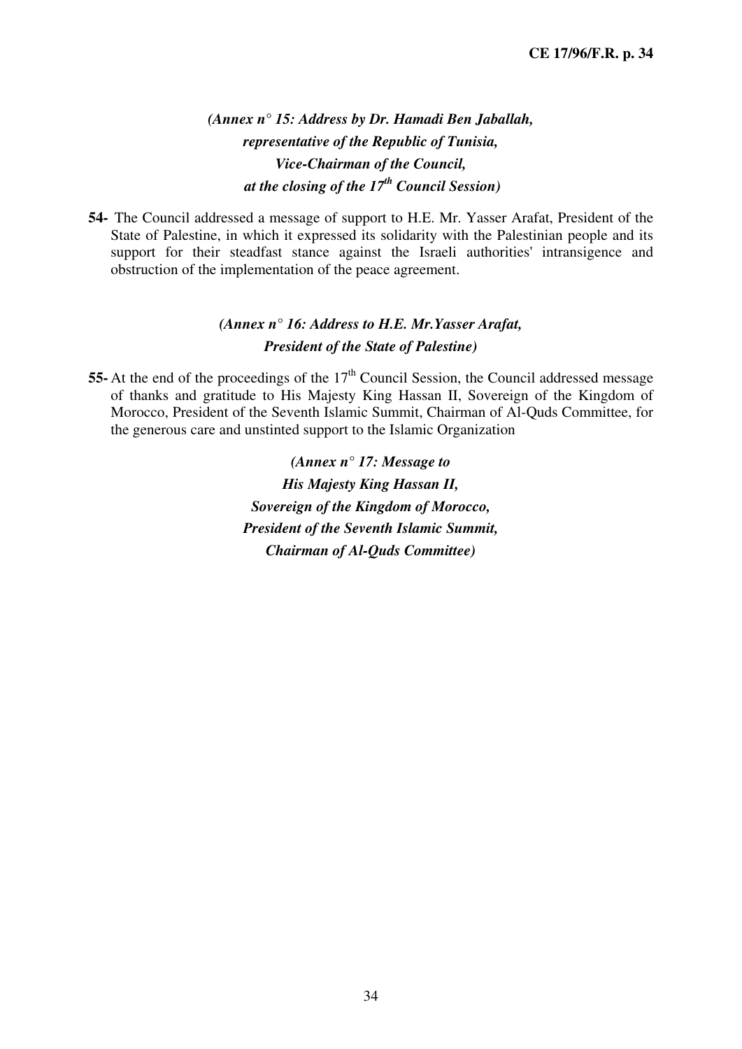*(Annex n° 15: Address by Dr. Hamadi Ben Jaballah, representative of the Republic of Tunisia, Vice-Chairman of the Council, at the closing of the 17th Council Session)*

**54-** The Council addressed a message of support to H.E. Mr. Yasser Arafat, President of the State of Palestine, in which it expressed its solidarity with the Palestinian people and its support for their steadfast stance against the Israeli authorities' intransigence and obstruction of the implementation of the peace agreement.

*(Annex n° 16: Address to H.E. Mr.Yasser Arafat, President of the State of Palestine)*

**55-** At the end of the proceedings of the 17th Council Session, the Council addressed message of thanks and gratitude to His Majesty King Hassan II, Sovereign of the Kingdom of Morocco, President of the Seventh Islamic Summit, Chairman of Al-Quds Committee, for the generous care and unstinted support to the Islamic Organization

*(Annex n° 17: Message to His Majesty King Hassan II, Sovereign of the Kingdom of Morocco, President of the Seventh Islamic Summit, Chairman of Al-Quds Committee)*